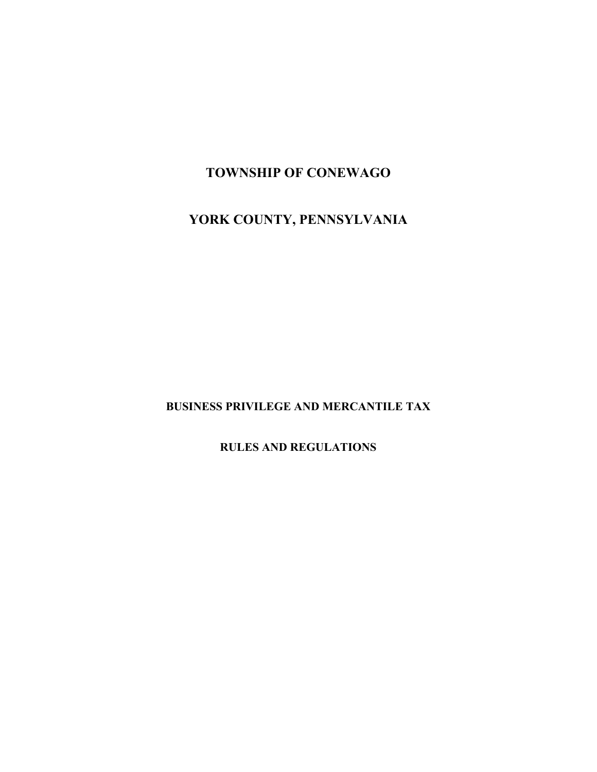# TOWNSHIP OF CONEWAGO

# YORK COUNTY, PENNSYLVANIA

## BUSINESS PRIVILEGE AND MERCANTILE TAX

## RULES AND REGULATIONS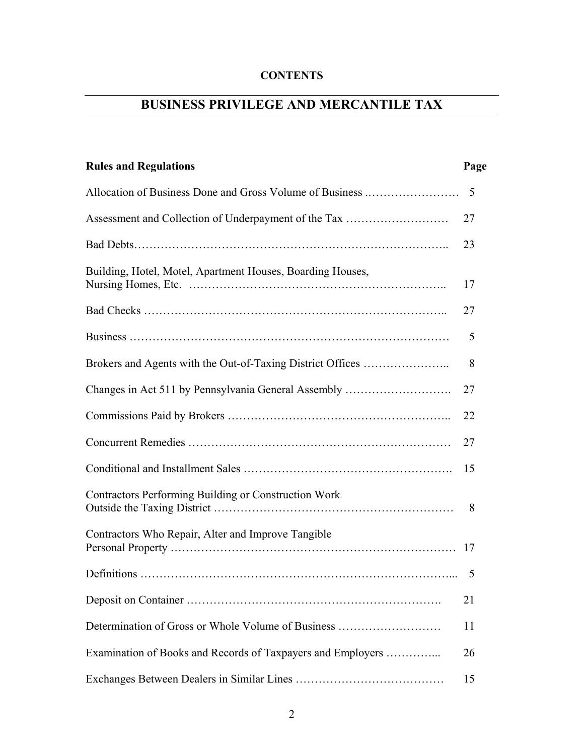**CONTENTS**

# BUSINESS PRIVILEGE AND MERCANTILE TAX

| Rules and Regulations | Page |
|---|---|
| Allocation of Business Done and Gross Volume of Business | 5 |
| Assessment and Collection of Underpayment of the Tax | 27 |
| Bad Debts | 23 |
| Building, Hotel, Motel, Apartment Houses, Boarding Houses, Nursing Homes, Etc. | 17 |
| Bad Checks | 27 |
| Business | 5 |
| Brokers and Agents with the Out-of-Taxing District Offices | 8 |
| Changes in Act 511 by Pennsylvania General Assembly | 27 |
| Commissions Paid by Brokers | 22 |
| Concurrent Remedies | 27 |
| Conditional and Installment Sales | 15 |
| Contractors Performing Building or Construction Work Outside the Taxing District | 8 |
| Contractors Who Repair, Alter and Improve Tangible Personal Property | 17 |
| Definitions | 5 |
| Deposit on Container | 21 |
| Determination of Gross or Whole Volume of Business | 11 |
| Examination of Books and Records of Taxpayers and Employers | 26 |
| Exchanges Between Dealers in Similar Lines | 15 |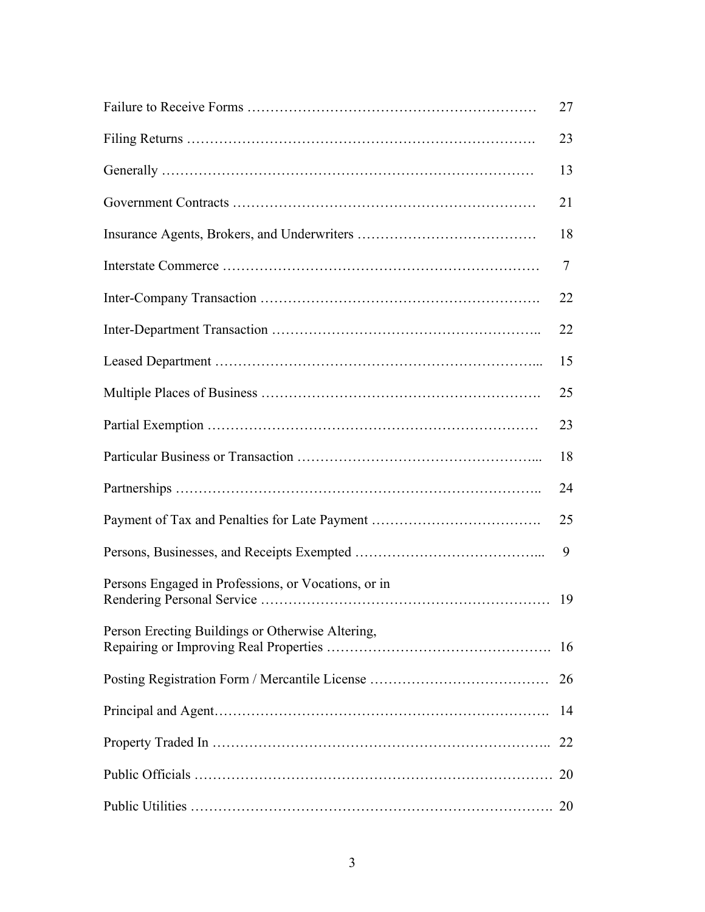| | |
|---|---|
| Failure to Receive Forms | 27 |
| Filing Returns | 23 |
| Generally | 13 |
| Government Contracts | 21 |
| Insurance Agents, Brokers, and Underwriters | 18 |
| Interstate Commerce | 7 |
| Inter-Company Transaction | 22 |
| Inter-Department Transaction | 22 |
| Leased Department | 15 |
| Multiple Places of Business | 25 |
| Partial Exemption | 23 |
| Particular Business or Transaction | 18 |
| Partnerships | 24 |
| Payment of Tax and Penalties for Late Payment | 25 |
| Persons, Businesses, and Receipts Exempted | 9 |
| Persons Engaged in Professions, or Vocations, or in Rendering Personal Service | 19 |
| Person Erecting Buildings or Otherwise Altering, Repairing or Improving Real Properties | 16 |
| Posting Registration Form / Mercantile License | 26 |
| Principal and Agent | 14 |
| Property Traded In | 22 |
| Public Officials | 20 |
| Public Utilities | 20 |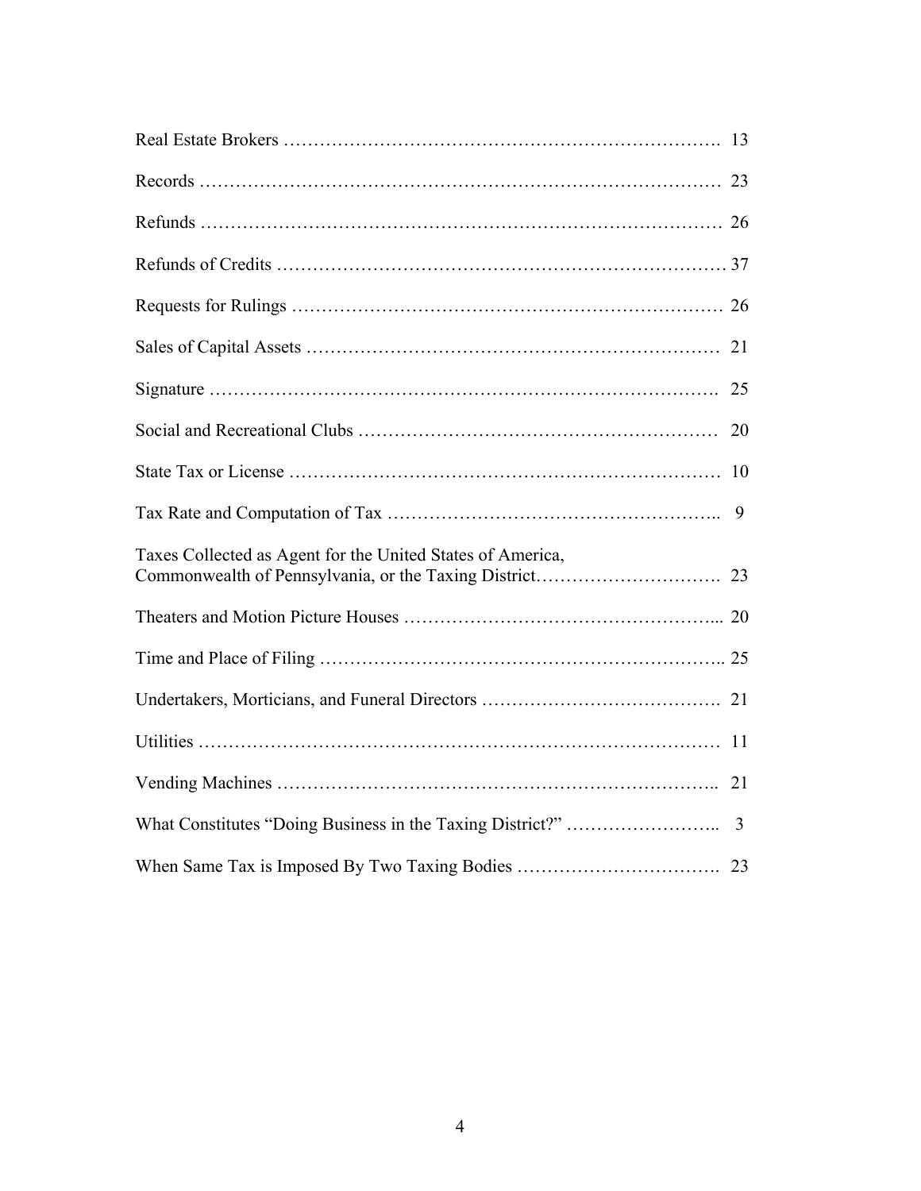Real Estate Brokers ……………………………………………………………. 13

Records ………………………………………………………………………… 23

Refunds ………………………………………………………………………… 26

Refunds of Credits ……………………………………………………………… 37

Requests for Rulings …………………………………………………………… 26

Sales of Capital Assets ………………………………………………………… 21

Signature ………………………………………………………………………. 25

Social and Recreational Clubs ………………………………………………… 20

State Tax or License …………………………………………………………… 10

Tax Rate and Computation of Tax …………………………………………….. 9

Taxes Collected as Agent for the United States of America, Commonwealth of Pennsylvania, or the Taxing District…………………………. 23

Theaters and Motion Picture Houses …………………………………………... 20

Time and Place of Filing ……………………………………………………….. 25

Undertakers, Morticians, and Funeral Directors …………………………………. 21

Utilities ………………………………………………………………………… 11

Vending Machines …………………………………………………………….. 21

What Constitutes "Doing Business in the Taxing District?" …………………….. 3

When Same Tax is Imposed By Two Taxing Bodies ……………………………. 23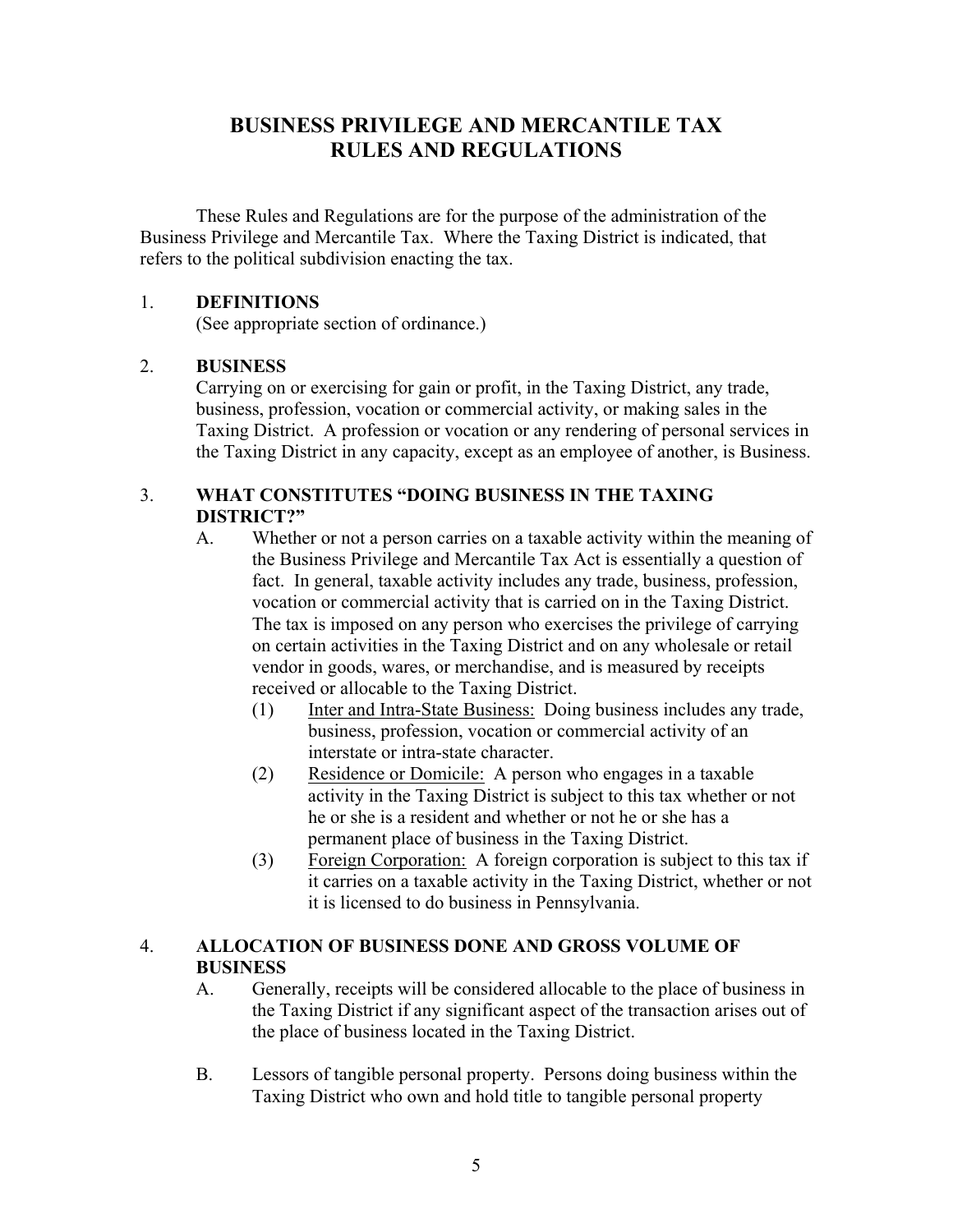# BUSINESS PRIVILEGE AND MERCANTILE TAX RULES AND REGULATIONS

These Rules and Regulations are for the purpose of the administration of the Business Privilege and Mercantile Tax. Where the Taxing District is indicated, that refers to the political subdivision enacting the tax.

## 1. DEFINITIONS

(See appropriate section of ordinance.)

## 2. BUSINESS

Carrying on or exercising for gain or profit, in the Taxing District, any trade, business, profession, vocation or commercial activity, or making sales in the Taxing District. A profession or vocation or any rendering of personal services in the Taxing District in any capacity, except as an employee of another, is Business.

## 3. WHAT CONSTITUTES "DOING BUSINESS IN THE TAXING DISTRICT?"

A. Whether or not a person carries on a taxable activity within the meaning of the Business Privilege and Mercantile Tax Act is essentially a question of fact. In general, taxable activity includes any trade, business, profession, vocation or commercial activity that is carried on in the Taxing District. The tax is imposed on any person who exercises the privilege of carrying on certain activities in the Taxing District and on any wholesale or retail vendor in goods, wares, or merchandise, and is measured by receipts received or allocable to the Taxing District.

(1) Inter and Intra-State Business: Doing business includes any trade, business, profession, vocation or commercial activity of an interstate or intra-state character.

(2) Residence or Domicile: A person who engages in a taxable activity in the Taxing District is subject to this tax whether or not he or she is a resident and whether or not he or she has a permanent place of business in the Taxing District.

(3) Foreign Corporation: A foreign corporation is subject to this tax if it carries on a taxable activity in the Taxing District, whether or not it is licensed to do business in Pennsylvania.

## 4. ALLOCATION OF BUSINESS DONE AND GROSS VOLUME OF BUSINESS

A. Generally, receipts will be considered allocable to the place of business in the Taxing District if any significant aspect of the transaction arises out of the place of business located in the Taxing District.

B. Lessors of tangible personal property. Persons doing business within the Taxing District who own and hold title to tangible personal property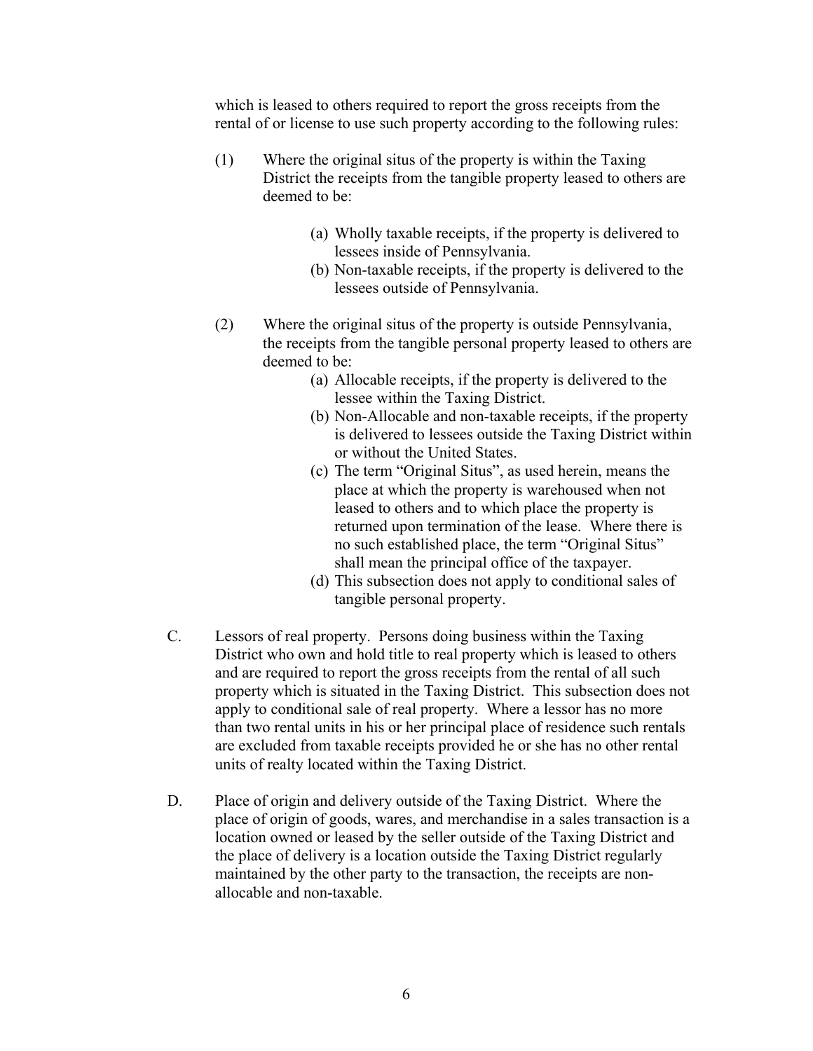which is leased to others required to report the gross receipts from the rental of or license to use such property according to the following rules:

(1) Where the original situs of the property is within the Taxing District the receipts from the tangible property leased to others are deemed to be:

  (a) Wholly taxable receipts, if the property is delivered to lessees inside of Pennsylvania.
  (b) Non-taxable receipts, if the property is delivered to the lessees outside of Pennsylvania.

(2) Where the original situs of the property is outside Pennsylvania, the receipts from the tangible personal property leased to others are deemed to be:

  (a) Allocable receipts, if the property is delivered to the lessee within the Taxing District.
  (b) Non-Allocable and non-taxable receipts, if the property is delivered to lessees outside the Taxing District within or without the United States.
  (c) The term "Original Situs", as used herein, means the place at which the property is warehoused when not leased to others and to which place the property is returned upon termination of the lease. Where there is no such established place, the term "Original Situs" shall mean the principal office of the taxpayer.
  (d) This subsection does not apply to conditional sales of tangible personal property.

C. Lessors of real property. Persons doing business within the Taxing District who own and hold title to real property which is leased to others and are required to report the gross receipts from the rental of all such property which is situated in the Taxing District. This subsection does not apply to conditional sale of real property. Where a lessor has no more than two rental units in his or her principal place of residence such rentals are excluded from taxable receipts provided he or she has no other rental units of realty located within the Taxing District.

D. Place of origin and delivery outside of the Taxing District. Where the place of origin of goods, wares, and merchandise in a sales transaction is a location owned or leased by the seller outside of the Taxing District and the place of delivery is a location outside the Taxing District regularly maintained by the other party to the transaction, the receipts are non-allocable and non-taxable.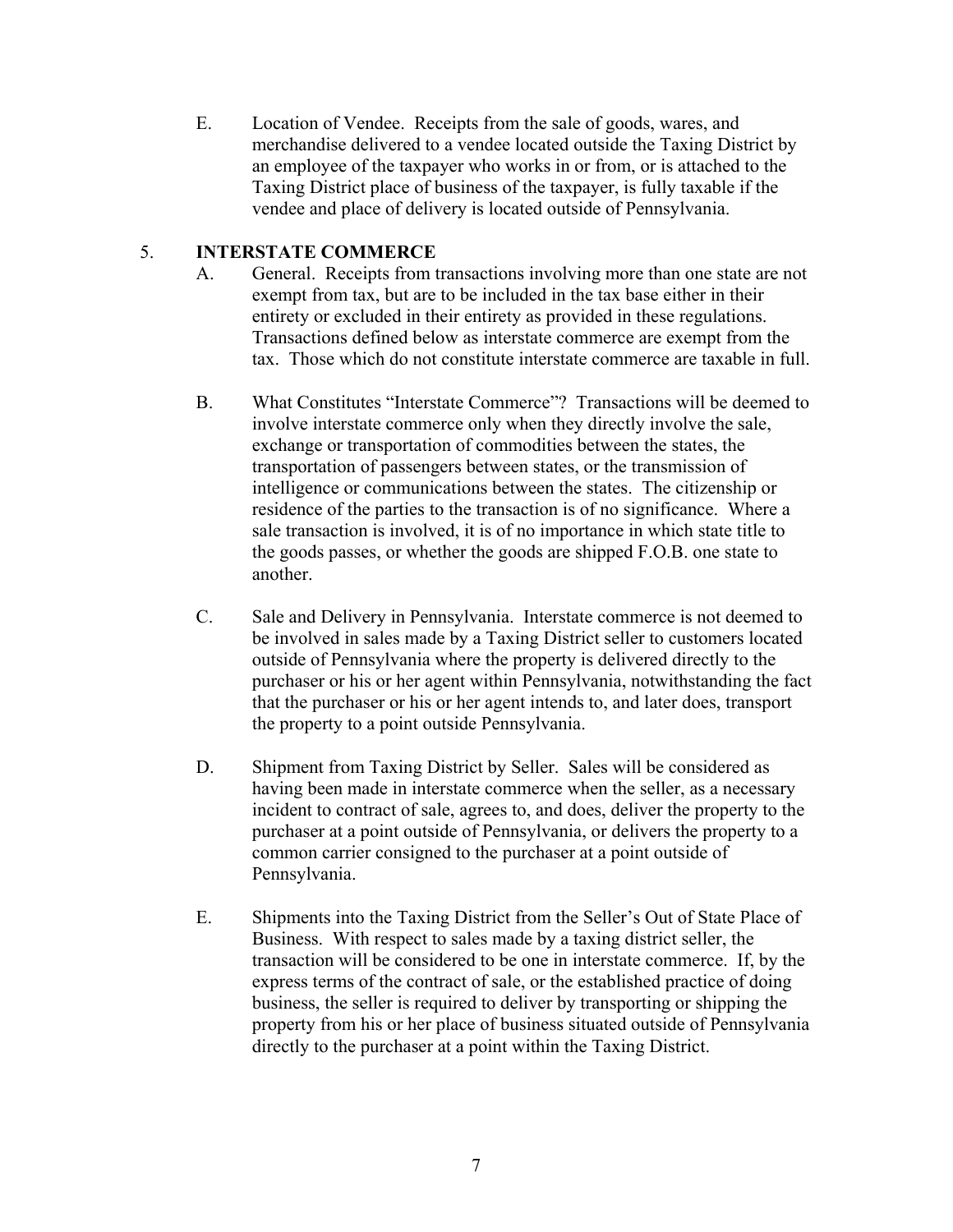E. Location of Vendee. Receipts from the sale of goods, wares, and merchandise delivered to a vendee located outside the Taxing District by an employee of the taxpayer who works in or from, or is attached to the Taxing District place of business of the taxpayer, is fully taxable if the vendee and place of delivery is located outside of Pennsylvania.

## 5. INTERSTATE COMMERCE

A. General. Receipts from transactions involving more than one state are not exempt from tax, but are to be included in the tax base either in their entirety or excluded in their entirety as provided in these regulations. Transactions defined below as interstate commerce are exempt from the tax. Those which do not constitute interstate commerce are taxable in full.

B. What Constitutes "Interstate Commerce"? Transactions will be deemed to involve interstate commerce only when they directly involve the sale, exchange or transportation of commodities between the states, the transportation of passengers between states, or the transmission of intelligence or communications between the states. The citizenship or residence of the parties to the transaction is of no significance. Where a sale transaction is involved, it is of no importance in which state title to the goods passes, or whether the goods are shipped F.O.B. one state to another.

C. Sale and Delivery in Pennsylvania. Interstate commerce is not deemed to be involved in sales made by a Taxing District seller to customers located outside of Pennsylvania where the property is delivered directly to the purchaser or his or her agent within Pennsylvania, notwithstanding the fact that the purchaser or his or her agent intends to, and later does, transport the property to a point outside Pennsylvania.

D. Shipment from Taxing District by Seller. Sales will be considered as having been made in interstate commerce when the seller, as a necessary incident to contract of sale, agrees to, and does, deliver the property to the purchaser at a point outside of Pennsylvania, or delivers the property to a common carrier consigned to the purchaser at a point outside of Pennsylvania.

E. Shipments into the Taxing District from the Seller's Out of State Place of Business. With respect to sales made by a taxing district seller, the transaction will be considered to be one in interstate commerce. If, by the express terms of the contract of sale, or the established practice of doing business, the seller is required to deliver by transporting or shipping the property from his or her place of business situated outside of Pennsylvania directly to the purchaser at a point within the Taxing District.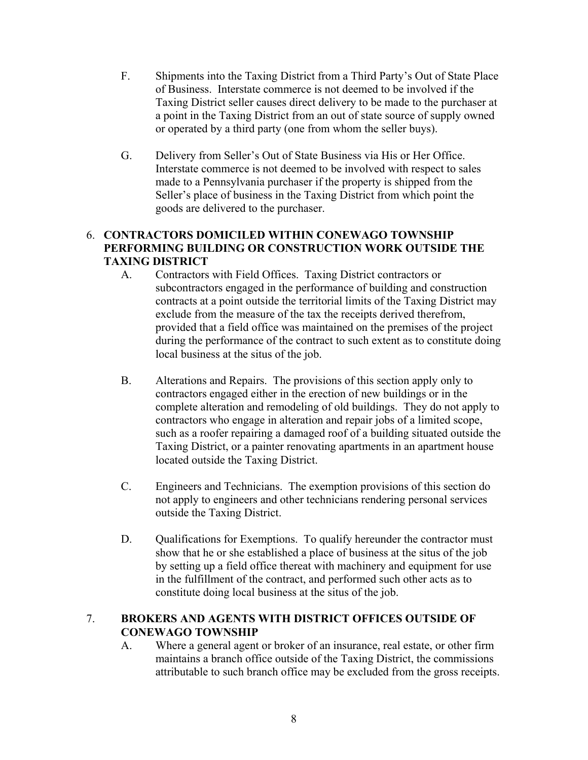F. Shipments into the Taxing District from a Third Party's Out of State Place of Business. Interstate commerce is not deemed to be involved if the Taxing District seller causes direct delivery to be made to the purchaser at a point in the Taxing District from an out of state source of supply owned or operated by a third party (one from whom the seller buys).

G. Delivery from Seller's Out of State Business via His or Her Office. Interstate commerce is not deemed to be involved with respect to sales made to a Pennsylvania purchaser if the property is shipped from the Seller's place of business in the Taxing District from which point the goods are delivered to the purchaser.

6. **CONTRACTORS DOMICILED WITHIN CONEWAGO TOWNSHIP PERFORMING BUILDING OR CONSTRUCTION WORK OUTSIDE THE TAXING DISTRICT**

A. Contractors with Field Offices. Taxing District contractors or subcontractors engaged in the performance of building and construction contracts at a point outside the territorial limits of the Taxing District may exclude from the measure of the tax the receipts derived therefrom, provided that a field office was maintained on the premises of the project during the performance of the contract to such extent as to constitute doing local business at the situs of the job.

B. Alterations and Repairs. The provisions of this section apply only to contractors engaged either in the erection of new buildings or in the complete alteration and remodeling of old buildings. They do not apply to contractors who engage in alteration and repair jobs of a limited scope, such as a roofer repairing a damaged roof of a building situated outside the Taxing District, or a painter renovating apartments in an apartment house located outside the Taxing District.

C. Engineers and Technicians. The exemption provisions of this section do not apply to engineers and other technicians rendering personal services outside the Taxing District.

D. Qualifications for Exemptions. To qualify hereunder the contractor must show that he or she established a place of business at the situs of the job by setting up a field office thereat with machinery and equipment for use in the fulfillment of the contract, and performed such other acts as to constitute doing local business at the situs of the job.

7. **BROKERS AND AGENTS WITH DISTRICT OFFICES OUTSIDE OF CONEWAGO TOWNSHIP**

A. Where a general agent or broker of an insurance, real estate, or other firm maintains a branch office outside of the Taxing District, the commissions attributable to such branch office may be excluded from the gross receipts.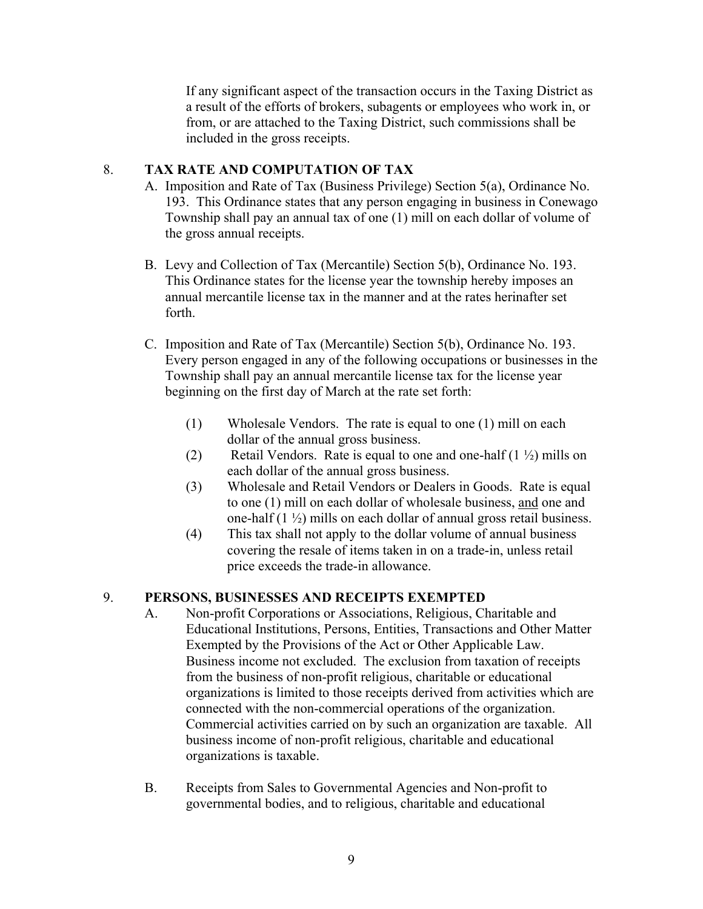If any significant aspect of the transaction occurs in the Taxing District as a result of the efforts of brokers, subagents or employees who work in, or from, or are attached to the Taxing District, such commissions shall be included in the gross receipts.

## 8. TAX RATE AND COMPUTATION OF TAX

A. Imposition and Rate of Tax (Business Privilege) Section 5(a), Ordinance No. 193. This Ordinance states that any person engaging in business in Conewago Township shall pay an annual tax of one (1) mill on each dollar of volume of the gross annual receipts.

B. Levy and Collection of Tax (Mercantile) Section 5(b), Ordinance No. 193. This Ordinance states for the license year the township hereby imposes an annual mercantile license tax in the manner and at the rates herinafter set forth.

C. Imposition and Rate of Tax (Mercantile) Section 5(b), Ordinance No. 193. Every person engaged in any of the following occupations or businesses in the Township shall pay an annual mercantile license tax for the license year beginning on the first day of March at the rate set forth:

(1) Wholesale Vendors. The rate is equal to one (1) mill on each dollar of the annual gross business.

(2) Retail Vendors. Rate is equal to one and one-half (1 ½) mills on each dollar of the annual gross business.

(3) Wholesale and Retail Vendors or Dealers in Goods. Rate is equal to one (1) mill on each dollar of wholesale business, <u>and</u> one and one-half (1 ½) mills on each dollar of annual gross retail business.

(4) This tax shall not apply to the dollar volume of annual business covering the resale of items taken in on a trade-in, unless retail price exceeds the trade-in allowance.

## 9. PERSONS, BUSINESSES AND RECEIPTS EXEMPTED

A. Non-profit Corporations or Associations, Religious, Charitable and Educational Institutions, Persons, Entities, Transactions and Other Matter Exempted by the Provisions of the Act or Other Applicable Law. Business income not excluded. The exclusion from taxation of receipts from the business of non-profit religious, charitable or educational organizations is limited to those receipts derived from activities which are connected with the non-commercial operations of the organization. Commercial activities carried on by such an organization are taxable. All business income of non-profit religious, charitable and educational organizations is taxable.

B. Receipts from Sales to Governmental Agencies and Non-profit to governmental bodies, and to religious, charitable and educational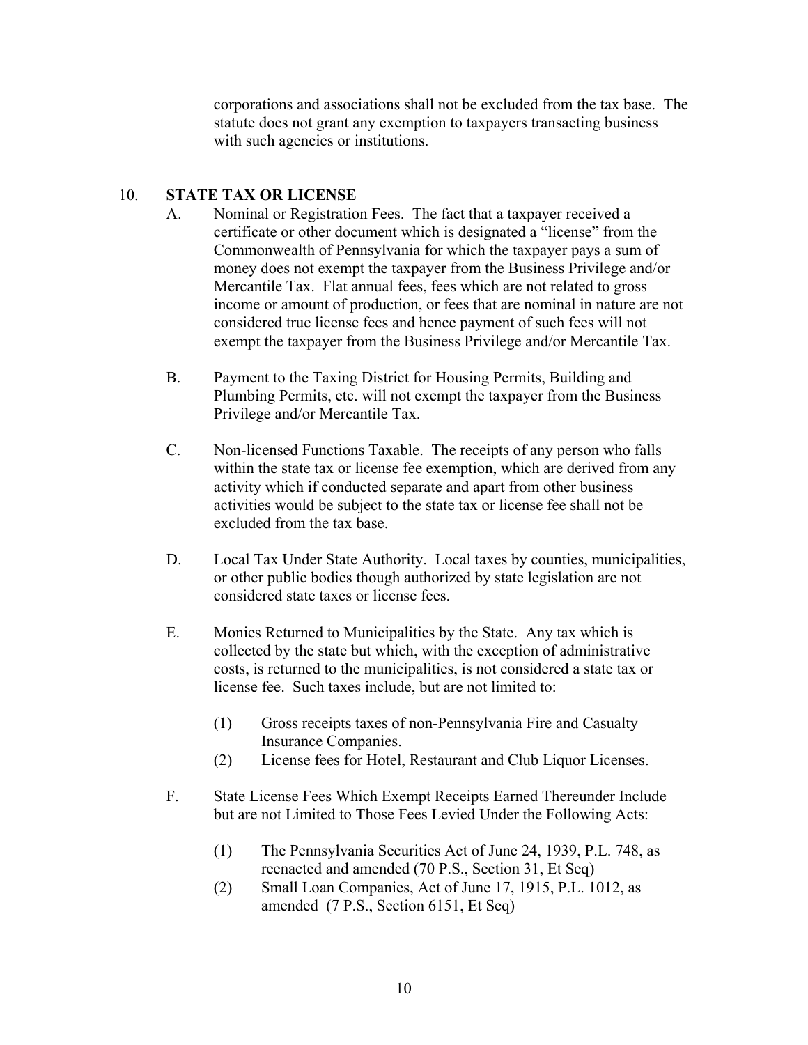corporations and associations shall not be excluded from the tax base. The statute does not grant any exemption to taxpayers transacting business with such agencies or institutions.

## 10. STATE TAX OR LICENSE

A. Nominal or Registration Fees. The fact that a taxpayer received a certificate or other document which is designated a "license" from the Commonwealth of Pennsylvania for which the taxpayer pays a sum of money does not exempt the taxpayer from the Business Privilege and/or Mercantile Tax. Flat annual fees, fees which are not related to gross income or amount of production, or fees that are nominal in nature are not considered true license fees and hence payment of such fees will not exempt the taxpayer from the Business Privilege and/or Mercantile Tax.

B. Payment to the Taxing District for Housing Permits, Building and Plumbing Permits, etc. will not exempt the taxpayer from the Business Privilege and/or Mercantile Tax.

C. Non-licensed Functions Taxable. The receipts of any person who falls within the state tax or license fee exemption, which are derived from any activity which if conducted separate and apart from other business activities would be subject to the state tax or license fee shall not be excluded from the tax base.

D. Local Tax Under State Authority. Local taxes by counties, municipalities, or other public bodies though authorized by state legislation are not considered state taxes or license fees.

E. Monies Returned to Municipalities by the State. Any tax which is collected by the state but which, with the exception of administrative costs, is returned to the municipalities, is not considered a state tax or license fee. Such taxes include, but are not limited to:

(1) Gross receipts taxes of non-Pennsylvania Fire and Casualty Insurance Companies.
(2) License fees for Hotel, Restaurant and Club Liquor Licenses.

F. State License Fees Which Exempt Receipts Earned Thereunder Include but are not Limited to Those Fees Levied Under the Following Acts:

(1) The Pennsylvania Securities Act of June 24, 1939, P.L. 748, as reenacted and amended (70 P.S., Section 31, Et Seq)
(2) Small Loan Companies, Act of June 17, 1915, P.L. 1012, as amended (7 P.S., Section 6151, Et Seq)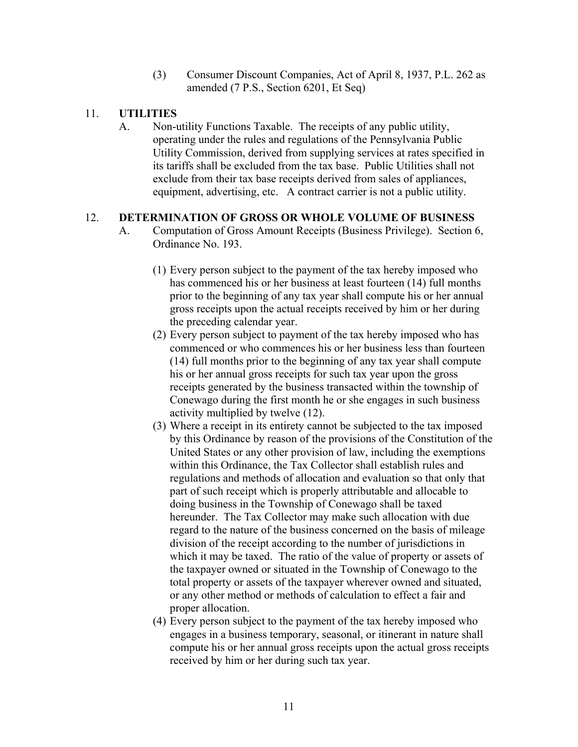(3) Consumer Discount Companies, Act of April 8, 1937, P.L. 262 as amended (7 P.S., Section 6201, Et Seq)

11. **UTILITIES**

A. Non-utility Functions Taxable. The receipts of any public utility, operating under the rules and regulations of the Pennsylvania Public Utility Commission, derived from supplying services at rates specified in its tariffs shall be excluded from the tax base. Public Utilities shall not exclude from their tax base receipts derived from sales of appliances, equipment, advertising, etc. A contract carrier is not a public utility.

12. **DETERMINATION OF GROSS OR WHOLE VOLUME OF BUSINESS**

A. Computation of Gross Amount Receipts (Business Privilege). Section 6, Ordinance No. 193.

(1) Every person subject to the payment of the tax hereby imposed who has commenced his or her business at least fourteen (14) full months prior to the beginning of any tax year shall compute his or her annual gross receipts upon the actual receipts received by him or her during the preceding calendar year.

(2) Every person subject to payment of the tax hereby imposed who has commenced or who commences his or her business less than fourteen (14) full months prior to the beginning of any tax year shall compute his or her annual gross receipts for such tax year upon the gross receipts generated by the business transacted within the township of Conewago during the first month he or she engages in such business activity multiplied by twelve (12).

(3) Where a receipt in its entirety cannot be subjected to the tax imposed by this Ordinance by reason of the provisions of the Constitution of the United States or any other provision of law, including the exemptions within this Ordinance, the Tax Collector shall establish rules and regulations and methods of allocation and evaluation so that only that part of such receipt which is properly attributable and allocable to doing business in the Township of Conewago shall be taxed hereunder. The Tax Collector may make such allocation with due regard to the nature of the business concerned on the basis of mileage division of the receipt according to the number of jurisdictions in which it may be taxed. The ratio of the value of property or assets of the taxpayer owned or situated in the Township of Conewago to the total property or assets of the taxpayer wherever owned and situated, or any other method or methods of calculation to effect a fair and proper allocation.

(4) Every person subject to the payment of the tax hereby imposed who engages in a business temporary, seasonal, or itinerant in nature shall compute his or her annual gross receipts upon the actual gross receipts received by him or her during such tax year.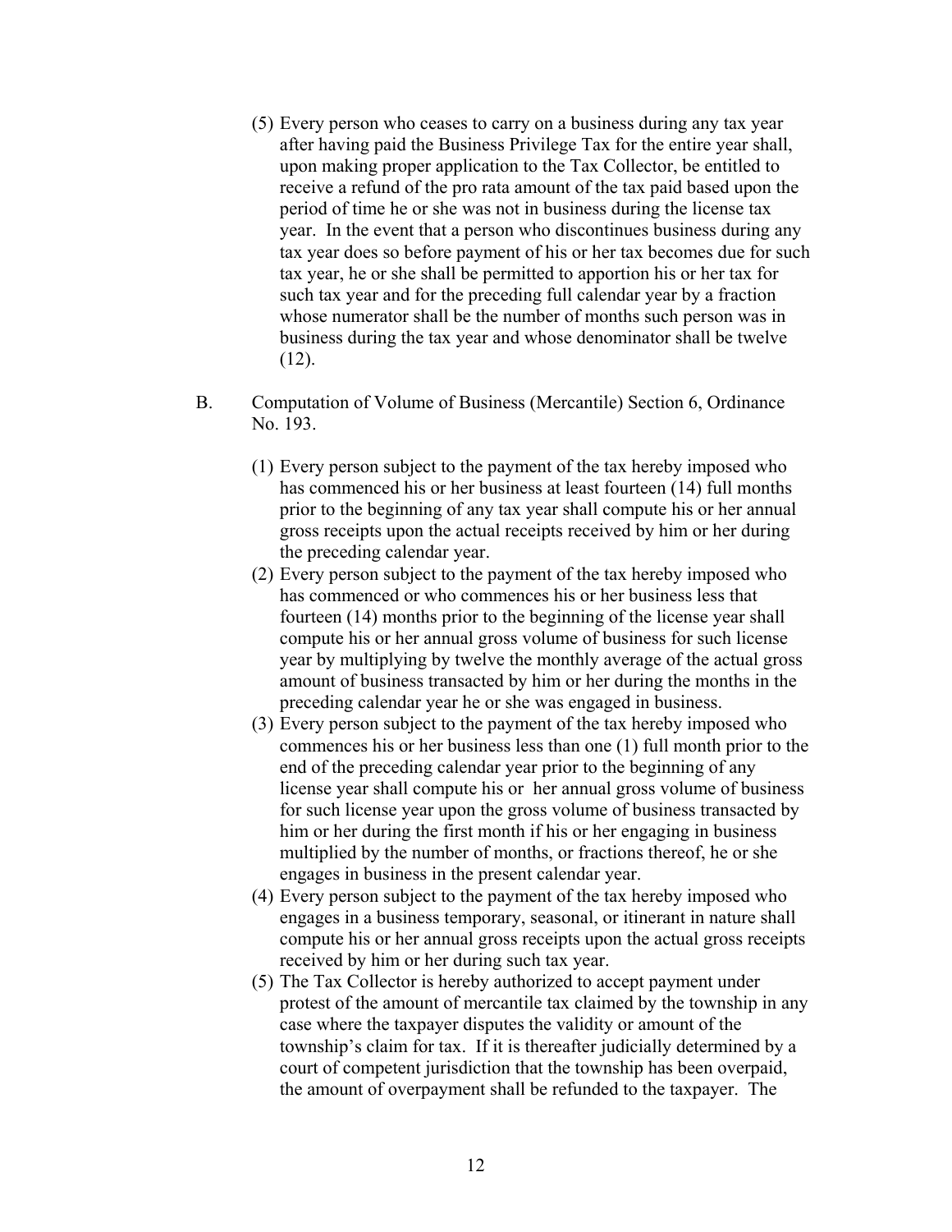(5) Every person who ceases to carry on a business during any tax year after having paid the Business Privilege Tax for the entire year shall, upon making proper application to the Tax Collector, be entitled to receive a refund of the pro rata amount of the tax paid based upon the period of time he or she was not in business during the license tax year. In the event that a person who discontinues business during any tax year does so before payment of his or her tax becomes due for such tax year, he or she shall be permitted to apportion his or her tax for such tax year and for the preceding full calendar year by a fraction whose numerator shall be the number of months such person was in business during the tax year and whose denominator shall be twelve (12).

B. Computation of Volume of Business (Mercantile) Section 6, Ordinance No. 193.

(1) Every person subject to the payment of the tax hereby imposed who has commenced his or her business at least fourteen (14) full months prior to the beginning of any tax year shall compute his or her annual gross receipts upon the actual receipts received by him or her during the preceding calendar year.

(2) Every person subject to the payment of the tax hereby imposed who has commenced or who commences his or her business less that fourteen (14) months prior to the beginning of the license year shall compute his or her annual gross volume of business for such license year by multiplying by twelve the monthly average of the actual gross amount of business transacted by him or her during the months in the preceding calendar year he or she was engaged in business.

(3) Every person subject to the payment of the tax hereby imposed who commences his or her business less than one (1) full month prior to the end of the preceding calendar year prior to the beginning of any license year shall compute his or her annual gross volume of business for such license year upon the gross volume of business transacted by him or her during the first month if his or her engaging in business multiplied by the number of months, or fractions thereof, he or she engages in business in the present calendar year.

(4) Every person subject to the payment of the tax hereby imposed who engages in a business temporary, seasonal, or itinerant in nature shall compute his or her annual gross receipts upon the actual gross receipts received by him or her during such tax year.

(5) The Tax Collector is hereby authorized to accept payment under protest of the amount of mercantile tax claimed by the township in any case where the taxpayer disputes the validity or amount of the township's claim for tax. If it is thereafter judicially determined by a court of competent jurisdiction that the township has been overpaid, the amount of overpayment shall be refunded to the taxpayer. The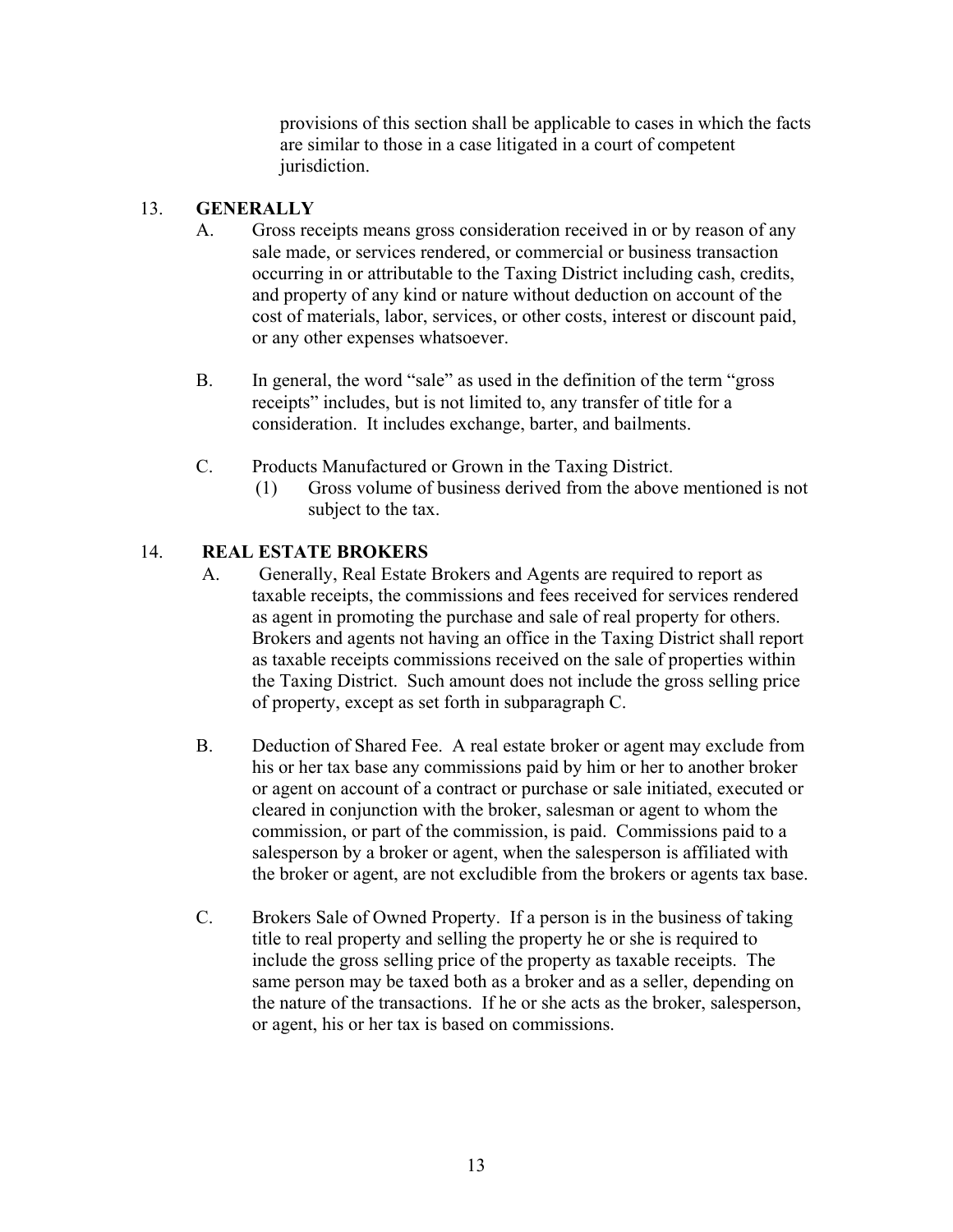provisions of this section shall be applicable to cases in which the facts are similar to those in a case litigated in a court of competent jurisdiction.

13. **GENERALLY**

A. Gross receipts means gross consideration received in or by reason of any sale made, or services rendered, or commercial or business transaction occurring in or attributable to the Taxing District including cash, credits, and property of any kind or nature without deduction on account of the cost of materials, labor, services, or other costs, interest or discount paid, or any other expenses whatsoever.

B. In general, the word "sale" as used in the definition of the term "gross receipts" includes, but is not limited to, any transfer of title for a consideration. It includes exchange, barter, and bailments.

C. Products Manufactured or Grown in the Taxing District.

(1) Gross volume of business derived from the above mentioned is not subject to the tax.

14. **REAL ESTATE BROKERS**

A. Generally, Real Estate Brokers and Agents are required to report as taxable receipts, the commissions and fees received for services rendered as agent in promoting the purchase and sale of real property for others. Brokers and agents not having an office in the Taxing District shall report as taxable receipts commissions received on the sale of properties within the Taxing District. Such amount does not include the gross selling price of property, except as set forth in subparagraph C.

B. Deduction of Shared Fee. A real estate broker or agent may exclude from his or her tax base any commissions paid by him or her to another broker or agent on account of a contract or purchase or sale initiated, executed or cleared in conjunction with the broker, salesman or agent to whom the commission, or part of the commission, is paid. Commissions paid to a salesperson by a broker or agent, when the salesperson is affiliated with the broker or agent, are not excludible from the brokers or agents tax base.

C. Brokers Sale of Owned Property. If a person is in the business of taking title to real property and selling the property he or she is required to include the gross selling price of the property as taxable receipts. The same person may be taxed both as a broker and as a seller, depending on the nature of the transactions. If he or she acts as the broker, salesperson, or agent, his or her tax is based on commissions.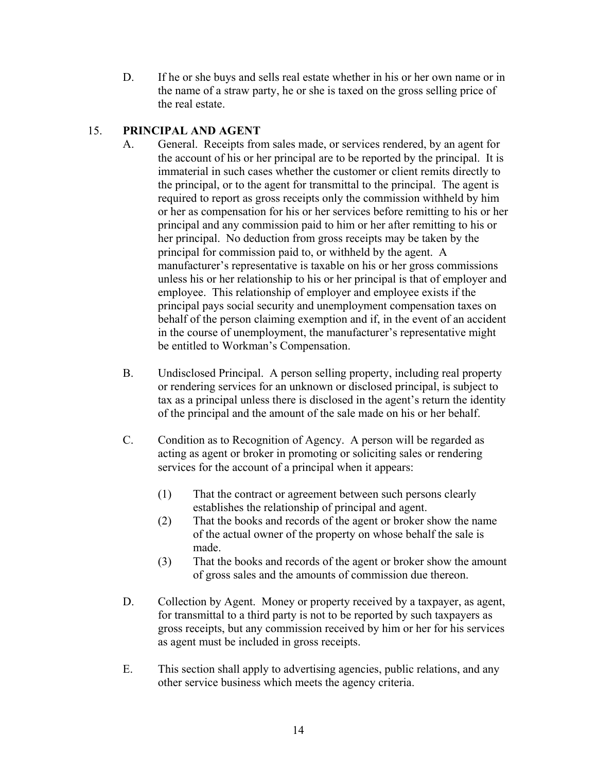D. If he or she buys and sells real estate whether in his or her own name or in the name of a straw party, he or she is taxed on the gross selling price of the real estate.

## 15. **PRINCIPAL AND AGENT**

A. General. Receipts from sales made, or services rendered, by an agent for the account of his or her principal are to be reported by the principal. It is immaterial in such cases whether the customer or client remits directly to the principal, or to the agent for transmittal to the principal. The agent is required to report as gross receipts only the commission withheld by him or her as compensation for his or her services before remitting to his or her principal and any commission paid to him or her after remitting to his or her principal. No deduction from gross receipts may be taken by the principal for commission paid to, or withheld by the agent. A manufacturer's representative is taxable on his or her gross commissions unless his or her relationship to his or her principal is that of employer and employee. This relationship of employer and employee exists if the principal pays social security and unemployment compensation taxes on behalf of the person claiming exemption and if, in the event of an accident in the course of unemployment, the manufacturer's representative might be entitled to Workman's Compensation.

B. Undisclosed Principal. A person selling property, including real property or rendering services for an unknown or disclosed principal, is subject to tax as a principal unless there is disclosed in the agent's return the identity of the principal and the amount of the sale made on his or her behalf.

C. Condition as to Recognition of Agency. A person will be regarded as acting as agent or broker in promoting or soliciting sales or rendering services for the account of a principal when it appears:

(1) That the contract or agreement between such persons clearly establishes the relationship of principal and agent.

(2) That the books and records of the agent or broker show the name of the actual owner of the property on whose behalf the sale is made.

(3) That the books and records of the agent or broker show the amount of gross sales and the amounts of commission due thereon.

D. Collection by Agent. Money or property received by a taxpayer, as agent, for transmittal to a third party is not to be reported by such taxpayers as gross receipts, but any commission received by him or her for his services as agent must be included in gross receipts.

E. This section shall apply to advertising agencies, public relations, and any other service business which meets the agency criteria.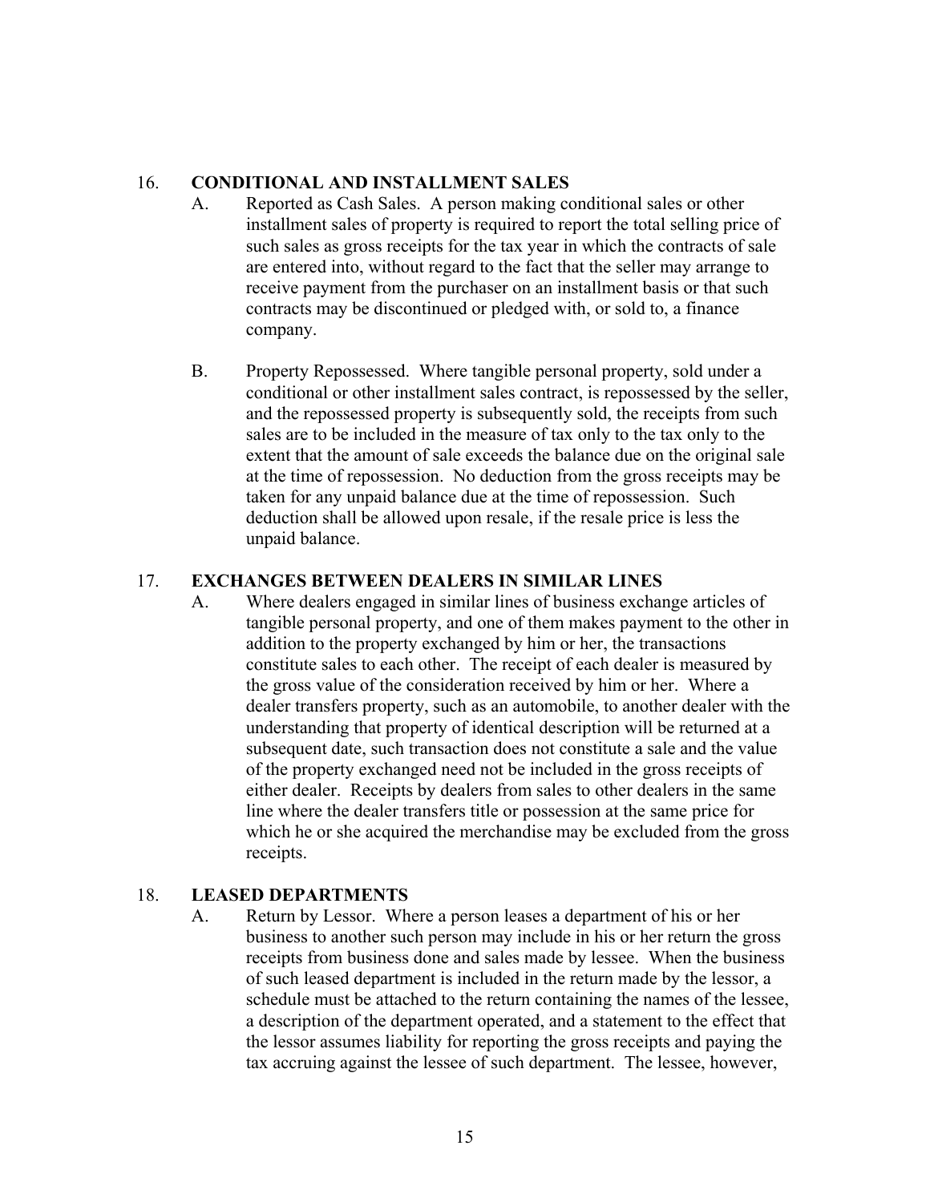## 16. **CONDITIONAL AND INSTALLMENT SALES**

A. Reported as Cash Sales. A person making conditional sales or other installment sales of property is required to report the total selling price of such sales as gross receipts for the tax year in which the contracts of sale are entered into, without regard to the fact that the seller may arrange to receive payment from the purchaser on an installment basis or that such contracts may be discontinued or pledged with, or sold to, a finance company.

B. Property Repossessed. Where tangible personal property, sold under a conditional or other installment sales contract, is repossessed by the seller, and the repossessed property is subsequently sold, the receipts from such sales are to be included in the measure of tax only to the tax only to the extent that the amount of sale exceeds the balance due on the original sale at the time of repossession. No deduction from the gross receipts may be taken for any unpaid balance due at the time of repossession. Such deduction shall be allowed upon resale, if the resale price is less the unpaid balance.

## 17. **EXCHANGES BETWEEN DEALERS IN SIMILAR LINES**

A. Where dealers engaged in similar lines of business exchange articles of tangible personal property, and one of them makes payment to the other in addition to the property exchanged by him or her, the transactions constitute sales to each other. The receipt of each dealer is measured by the gross value of the consideration received by him or her. Where a dealer transfers property, such as an automobile, to another dealer with the understanding that property of identical description will be returned at a subsequent date, such transaction does not constitute a sale and the value of the property exchanged need not be included in the gross receipts of either dealer. Receipts by dealers from sales to other dealers in the same line where the dealer transfers title or possession at the same price for which he or she acquired the merchandise may be excluded from the gross receipts.

## 18. **LEASED DEPARTMENTS**

A. Return by Lessor. Where a person leases a department of his or her business to another such person may include in his or her return the gross receipts from business done and sales made by lessee. When the business of such leased department is included in the return made by the lessor, a schedule must be attached to the return containing the names of the lessee, a description of the department operated, and a statement to the effect that the lessor assumes liability for reporting the gross receipts and paying the tax accruing against the lessee of such department. The lessee, however,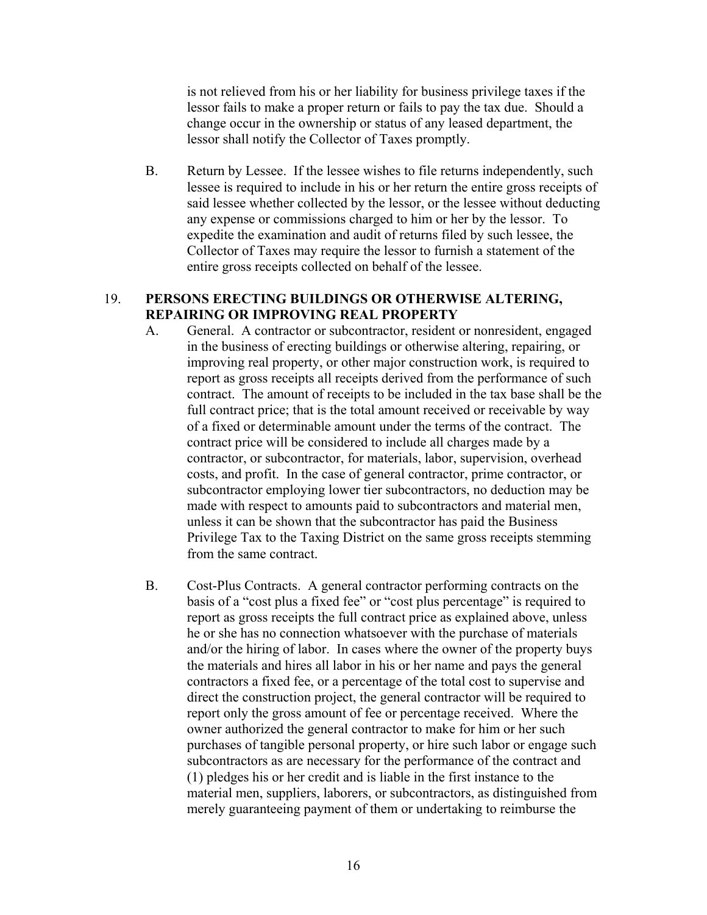is not relieved from his or her liability for business privilege taxes if the lessor fails to make a proper return or fails to pay the tax due. Should a change occur in the ownership or status of any leased department, the lessor shall notify the Collector of Taxes promptly.

B. Return by Lessee. If the lessee wishes to file returns independently, such lessee is required to include in his or her return the entire gross receipts of said lessee whether collected by the lessor, or the lessee without deducting any expense or commissions charged to him or her by the lessor. To expedite the examination and audit of returns filed by such lessee, the Collector of Taxes may require the lessor to furnish a statement of the entire gross receipts collected on behalf of the lessee.

## 19. PERSONS ERECTING BUILDINGS OR OTHERWISE ALTERING, REPAIRING OR IMPROVING REAL PROPERTY

A. General. A contractor or subcontractor, resident or nonresident, engaged in the business of erecting buildings or otherwise altering, repairing, or improving real property, or other major construction work, is required to report as gross receipts all receipts derived from the performance of such contract. The amount of receipts to be included in the tax base shall be the full contract price; that is the total amount received or receivable by way of a fixed or determinable amount under the terms of the contract. The contract price will be considered to include all charges made by a contractor, or subcontractor, for materials, labor, supervision, overhead costs, and profit. In the case of general contractor, prime contractor, or subcontractor employing lower tier subcontractors, no deduction may be made with respect to amounts paid to subcontractors and material men, unless it can be shown that the subcontractor has paid the Business Privilege Tax to the Taxing District on the same gross receipts stemming from the same contract.

B. Cost-Plus Contracts. A general contractor performing contracts on the basis of a "cost plus a fixed fee" or "cost plus percentage" is required to report as gross receipts the full contract price as explained above, unless he or she has no connection whatsoever with the purchase of materials and/or the hiring of labor. In cases where the owner of the property buys the materials and hires all labor in his or her name and pays the general contractors a fixed fee, or a percentage of the total cost to supervise and direct the construction project, the general contractor will be required to report only the gross amount of fee or percentage received. Where the owner authorized the general contractor to make for him or her such purchases of tangible personal property, or hire such labor or engage such subcontractors as are necessary for the performance of the contract and (1) pledges his or her credit and is liable in the first instance to the material men, suppliers, laborers, or subcontractors, as distinguished from merely guaranteeing payment of them or undertaking to reimburse the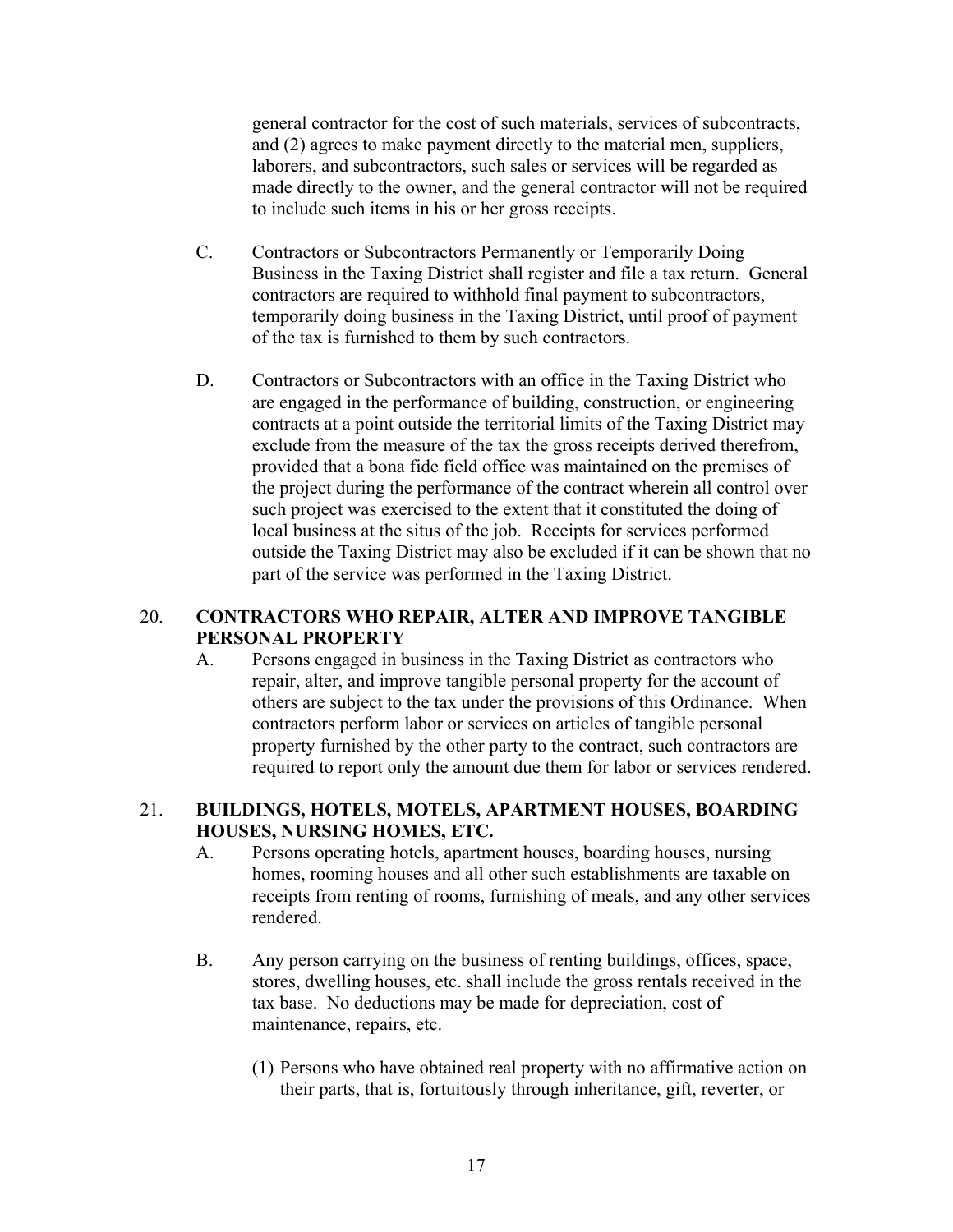general contractor for the cost of such materials, services of subcontracts, and (2) agrees to make payment directly to the material men, suppliers, laborers, and subcontractors, such sales or services will be regarded as made directly to the owner, and the general contractor will not be required to include such items in his or her gross receipts.

C. Contractors or Subcontractors Permanently or Temporarily Doing Business in the Taxing District shall register and file a tax return. General contractors are required to withhold final payment to subcontractors, temporarily doing business in the Taxing District, until proof of payment of the tax is furnished to them by such contractors.

D. Contractors or Subcontractors with an office in the Taxing District who are engaged in the performance of building, construction, or engineering contracts at a point outside the territorial limits of the Taxing District may exclude from the measure of the tax the gross receipts derived therefrom, provided that a bona fide field office was maintained on the premises of the project during the performance of the contract wherein all control over such project was exercised to the extent that it constituted the doing of local business at the situs of the job. Receipts for services performed outside the Taxing District may also be excluded if it can be shown that no part of the service was performed in the Taxing District.

## 20. CONTRACTORS WHO REPAIR, ALTER AND IMPROVE TANGIBLE PERSONAL PROPERTY

A. Persons engaged in business in the Taxing District as contractors who repair, alter, and improve tangible personal property for the account of others are subject to the tax under the provisions of this Ordinance. When contractors perform labor or services on articles of tangible personal property furnished by the other party to the contract, such contractors are required to report only the amount due them for labor or services rendered.

## 21. BUILDINGS, HOTELS, MOTELS, APARTMENT HOUSES, BOARDING HOUSES, NURSING HOMES, ETC.

A. Persons operating hotels, apartment houses, boarding houses, nursing homes, rooming houses and all other such establishments are taxable on receipts from renting of rooms, furnishing of meals, and any other services rendered.

B. Any person carrying on the business of renting buildings, offices, space, stores, dwelling houses, etc. shall include the gross rentals received in the tax base. No deductions may be made for depreciation, cost of maintenance, repairs, etc.

(1) Persons who have obtained real property with no affirmative action on their parts, that is, fortuitously through inheritance, gift, reverter, or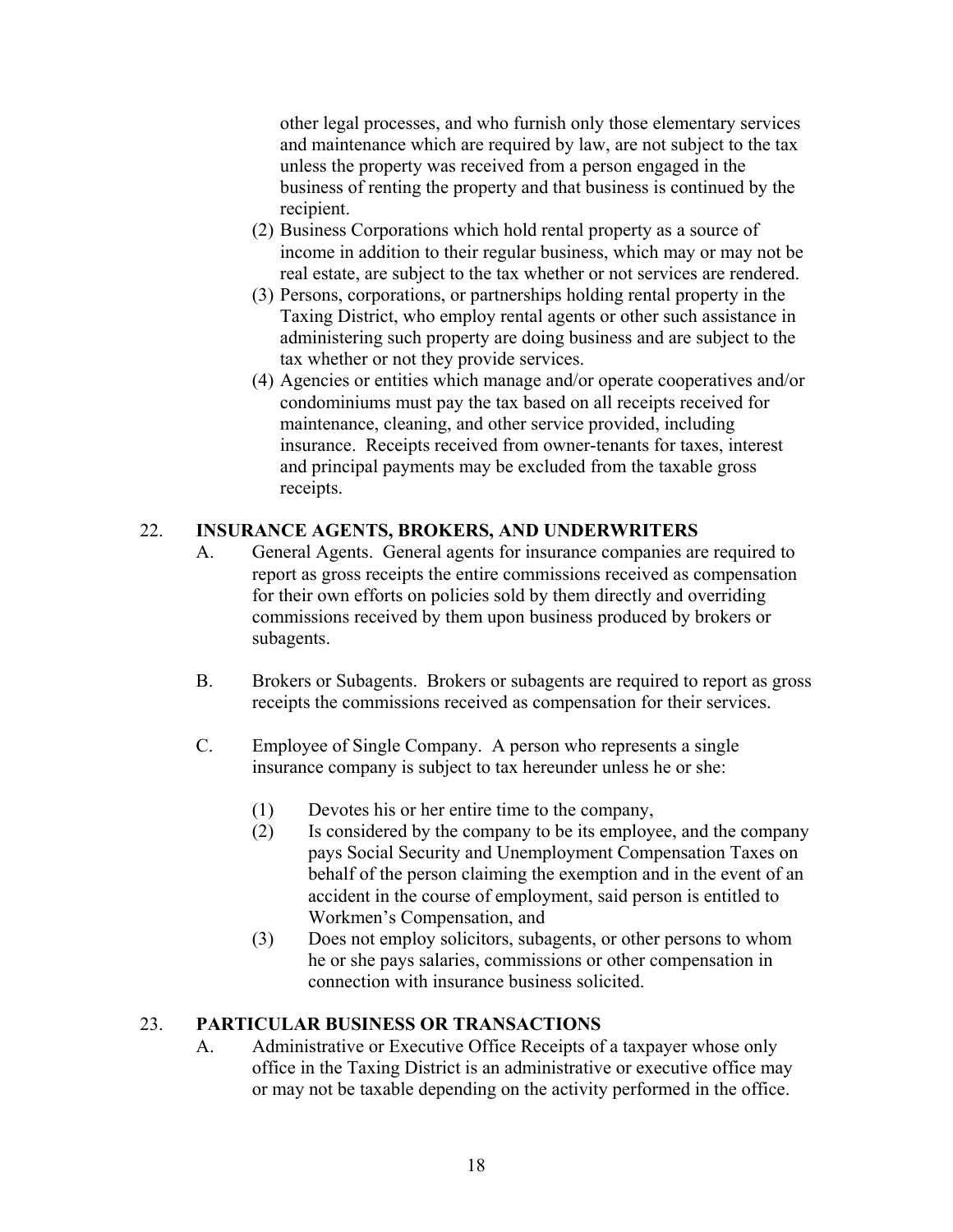other legal processes, and who furnish only those elementary services and maintenance which are required by law, are not subject to the tax unless the property was received from a person engaged in the business of renting the property and that business is continued by the recipient.

(2) Business Corporations which hold rental property as a source of income in addition to their regular business, which may or may not be real estate, are subject to the tax whether or not services are rendered.

(3) Persons, corporations, or partnerships holding rental property in the Taxing District, who employ rental agents or other such assistance in administering such property are doing business and are subject to the tax whether or not they provide services.

(4) Agencies or entities which manage and/or operate cooperatives and/or condominiums must pay the tax based on all receipts received for maintenance, cleaning, and other service provided, including insurance. Receipts received from owner-tenants for taxes, interest and principal payments may be excluded from the taxable gross receipts.

## 22. INSURANCE AGENTS, BROKERS, AND UNDERWRITERS

A. General Agents. General agents for insurance companies are required to report as gross receipts the entire commissions received as compensation for their own efforts on policies sold by them directly and overriding commissions received by them upon business produced by brokers or subagents.

B. Brokers or Subagents. Brokers or subagents are required to report as gross receipts the commissions received as compensation for their services.

C. Employee of Single Company. A person who represents a single insurance company is subject to tax hereunder unless he or she:

(1) Devotes his or her entire time to the company,

(2) Is considered by the company to be its employee, and the company pays Social Security and Unemployment Compensation Taxes on behalf of the person claiming the exemption and in the event of an accident in the course of employment, said person is entitled to Workmen's Compensation, and

(3) Does not employ solicitors, subagents, or other persons to whom he or she pays salaries, commissions or other compensation in connection with insurance business solicited.

## 23. PARTICULAR BUSINESS OR TRANSACTIONS

A. Administrative or Executive Office Receipts of a taxpayer whose only office in the Taxing District is an administrative or executive office may or may not be taxable depending on the activity performed in the office.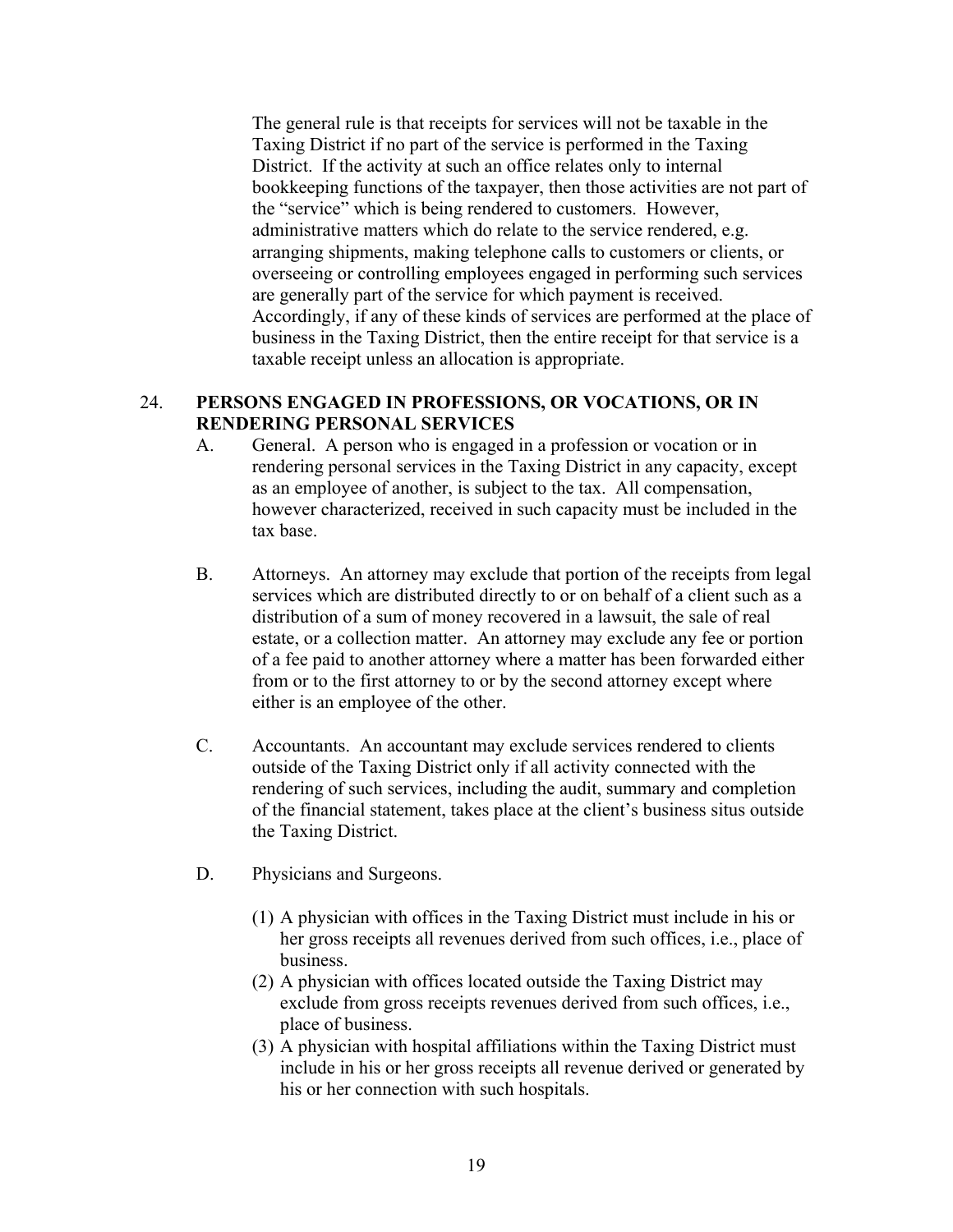The general rule is that receipts for services will not be taxable in the Taxing District if no part of the service is performed in the Taxing District. If the activity at such an office relates only to internal bookkeeping functions of the taxpayer, then those activities are not part of the "service" which is being rendered to customers. However, administrative matters which do relate to the service rendered, e.g. arranging shipments, making telephone calls to customers or clients, or overseeing or controlling employees engaged in performing such services are generally part of the service for which payment is received. Accordingly, if any of these kinds of services are performed at the place of business in the Taxing District, then the entire receipt for that service is a taxable receipt unless an allocation is appropriate.

## 24. PERSONS ENGAGED IN PROFESSIONS, OR VOCATIONS, OR IN RENDERING PERSONAL SERVICES

A. General. A person who is engaged in a profession or vocation or in rendering personal services in the Taxing District in any capacity, except as an employee of another, is subject to the tax. All compensation, however characterized, received in such capacity must be included in the tax base.

B. Attorneys. An attorney may exclude that portion of the receipts from legal services which are distributed directly to or on behalf of a client such as a distribution of a sum of money recovered in a lawsuit, the sale of real estate, or a collection matter. An attorney may exclude any fee or portion of a fee paid to another attorney where a matter has been forwarded either from or to the first attorney to or by the second attorney except where either is an employee of the other.

C. Accountants. An accountant may exclude services rendered to clients outside of the Taxing District only if all activity connected with the rendering of such services, including the audit, summary and completion of the financial statement, takes place at the client's business situs outside the Taxing District.

D. Physicians and Surgeons.

(1) A physician with offices in the Taxing District must include in his or her gross receipts all revenues derived from such offices, i.e., place of business.
(2) A physician with offices located outside the Taxing District may exclude from gross receipts revenues derived from such offices, i.e., place of business.
(3) A physician with hospital affiliations within the Taxing District must include in his or her gross receipts all revenue derived or generated by his or her connection with such hospitals.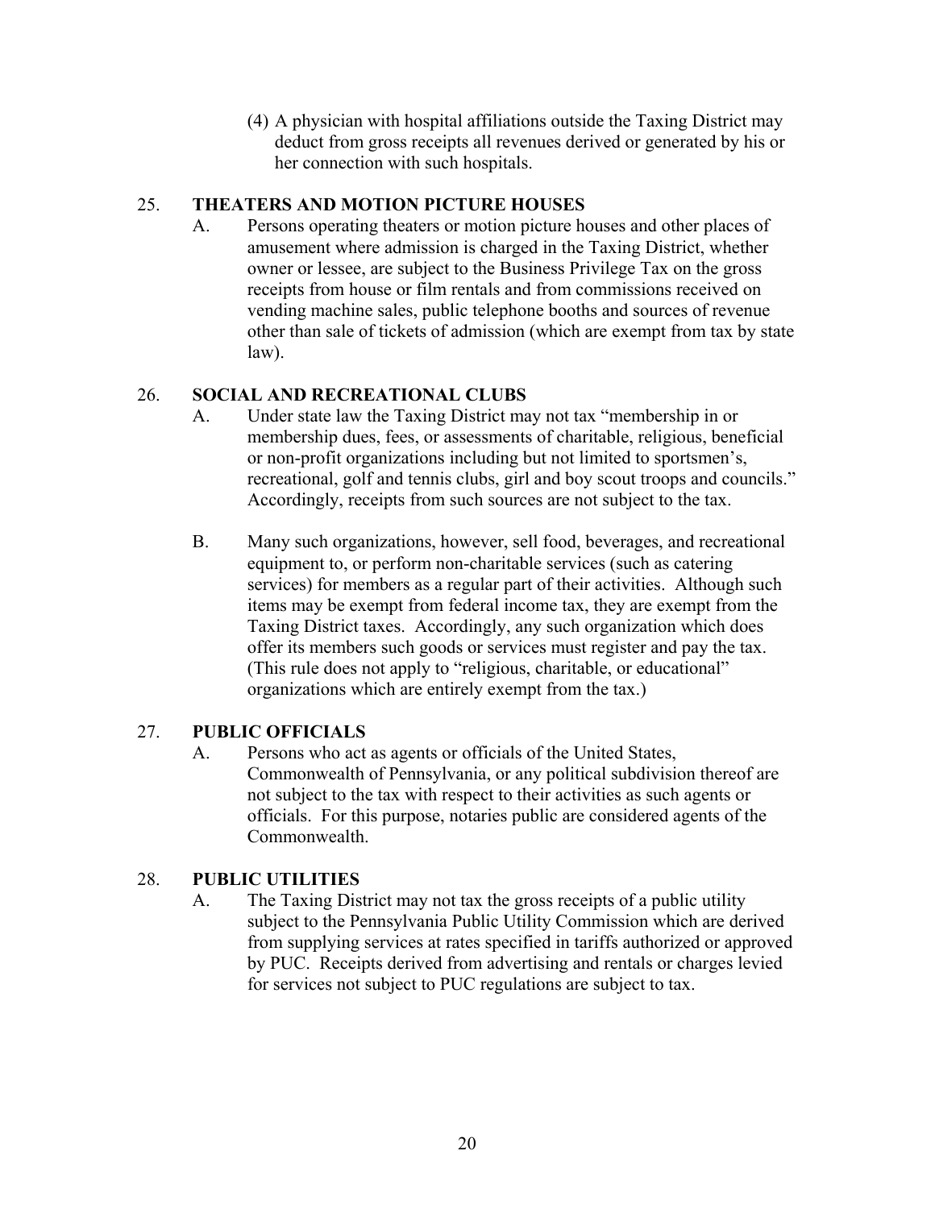(4) A physician with hospital affiliations outside the Taxing District may deduct from gross receipts all revenues derived or generated by his or her connection with such hospitals.

## 25. THEATERS AND MOTION PICTURE HOUSES

A. Persons operating theaters or motion picture houses and other places of amusement where admission is charged in the Taxing District, whether owner or lessee, are subject to the Business Privilege Tax on the gross receipts from house or film rentals and from commissions received on vending machine sales, public telephone booths and sources of revenue other than sale of tickets of admission (which are exempt from tax by state law).

## 26. SOCIAL AND RECREATIONAL CLUBS

A. Under state law the Taxing District may not tax "membership in or membership dues, fees, or assessments of charitable, religious, beneficial or non-profit organizations including but not limited to sportsmen's, recreational, golf and tennis clubs, girl and boy scout troops and councils." Accordingly, receipts from such sources are not subject to the tax.

B. Many such organizations, however, sell food, beverages, and recreational equipment to, or perform non-charitable services (such as catering services) for members as a regular part of their activities. Although such items may be exempt from federal income tax, they are exempt from the Taxing District taxes. Accordingly, any such organization which does offer its members such goods or services must register and pay the tax. (This rule does not apply to "religious, charitable, or educational" organizations which are entirely exempt from the tax.)

## 27. PUBLIC OFFICIALS

A. Persons who act as agents or officials of the United States, Commonwealth of Pennsylvania, or any political subdivision thereof are not subject to the tax with respect to their activities as such agents or officials. For this purpose, notaries public are considered agents of the Commonwealth.

## 28. PUBLIC UTILITIES

A. The Taxing District may not tax the gross receipts of a public utility subject to the Pennsylvania Public Utility Commission which are derived from supplying services at rates specified in tariffs authorized or approved by PUC. Receipts derived from advertising and rentals or charges levied for services not subject to PUC regulations are subject to tax.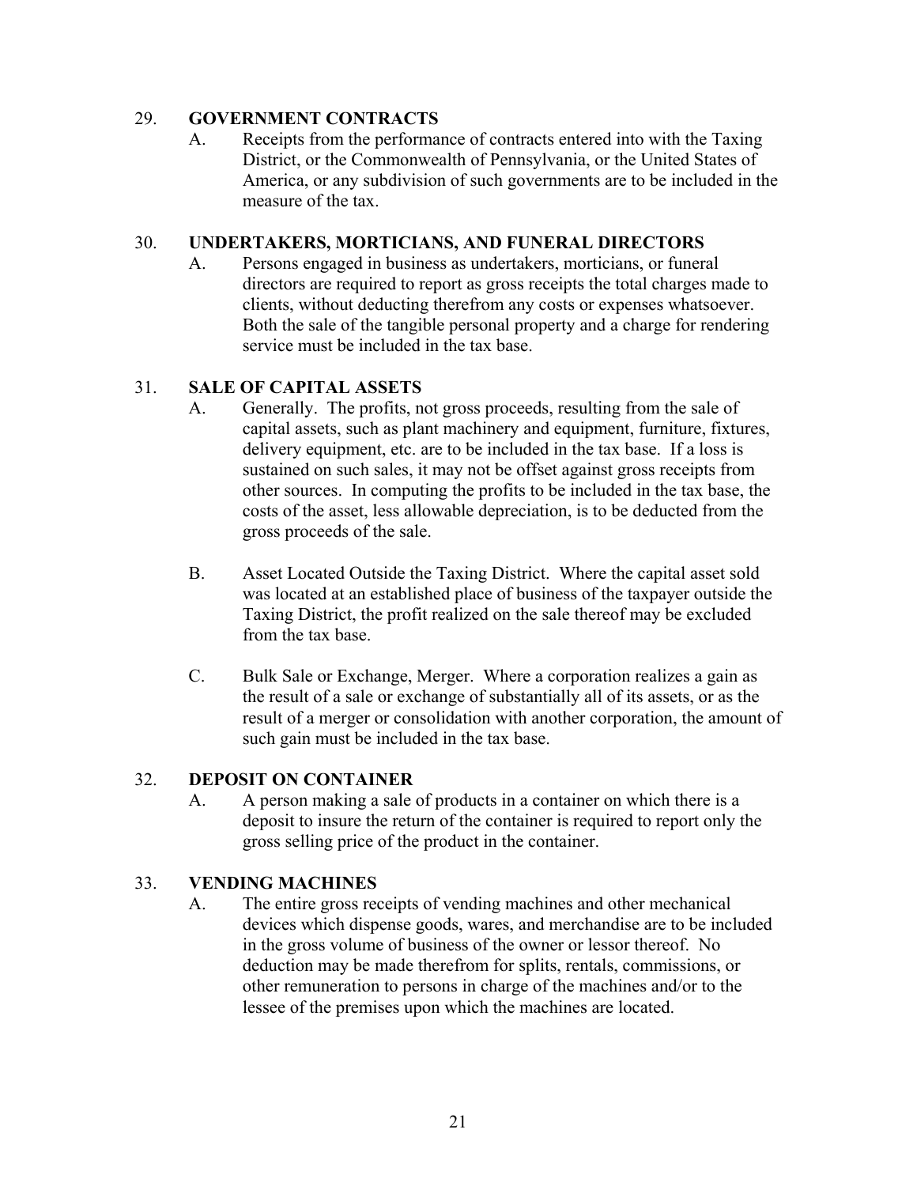## 29. GOVERNMENT CONTRACTS

A. Receipts from the performance of contracts entered into with the Taxing District, or the Commonwealth of Pennsylvania, or the United States of America, or any subdivision of such governments are to be included in the measure of the tax.

## 30. UNDERTAKERS, MORTICIANS, AND FUNERAL DIRECTORS

A. Persons engaged in business as undertakers, morticians, or funeral directors are required to report as gross receipts the total charges made to clients, without deducting therefrom any costs or expenses whatsoever. Both the sale of the tangible personal property and a charge for rendering service must be included in the tax base.

## 31. SALE OF CAPITAL ASSETS

A. Generally. The profits, not gross proceeds, resulting from the sale of capital assets, such as plant machinery and equipment, furniture, fixtures, delivery equipment, etc. are to be included in the tax base. If a loss is sustained on such sales, it may not be offset against gross receipts from other sources. In computing the profits to be included in the tax base, the costs of the asset, less allowable depreciation, is to be deducted from the gross proceeds of the sale.

B. Asset Located Outside the Taxing District. Where the capital asset sold was located at an established place of business of the taxpayer outside the Taxing District, the profit realized on the sale thereof may be excluded from the tax base.

C. Bulk Sale or Exchange, Merger. Where a corporation realizes a gain as the result of a sale or exchange of substantially all of its assets, or as the result of a merger or consolidation with another corporation, the amount of such gain must be included in the tax base.

## 32. DEPOSIT ON CONTAINER

A. A person making a sale of products in a container on which there is a deposit to insure the return of the container is required to report only the gross selling price of the product in the container.

## 33. VENDING MACHINES

A. The entire gross receipts of vending machines and other mechanical devices which dispense goods, wares, and merchandise are to be included in the gross volume of business of the owner or lessor thereof. No deduction may be made therefrom for splits, rentals, commissions, or other remuneration to persons in charge of the machines and/or to the lessee of the premises upon which the machines are located.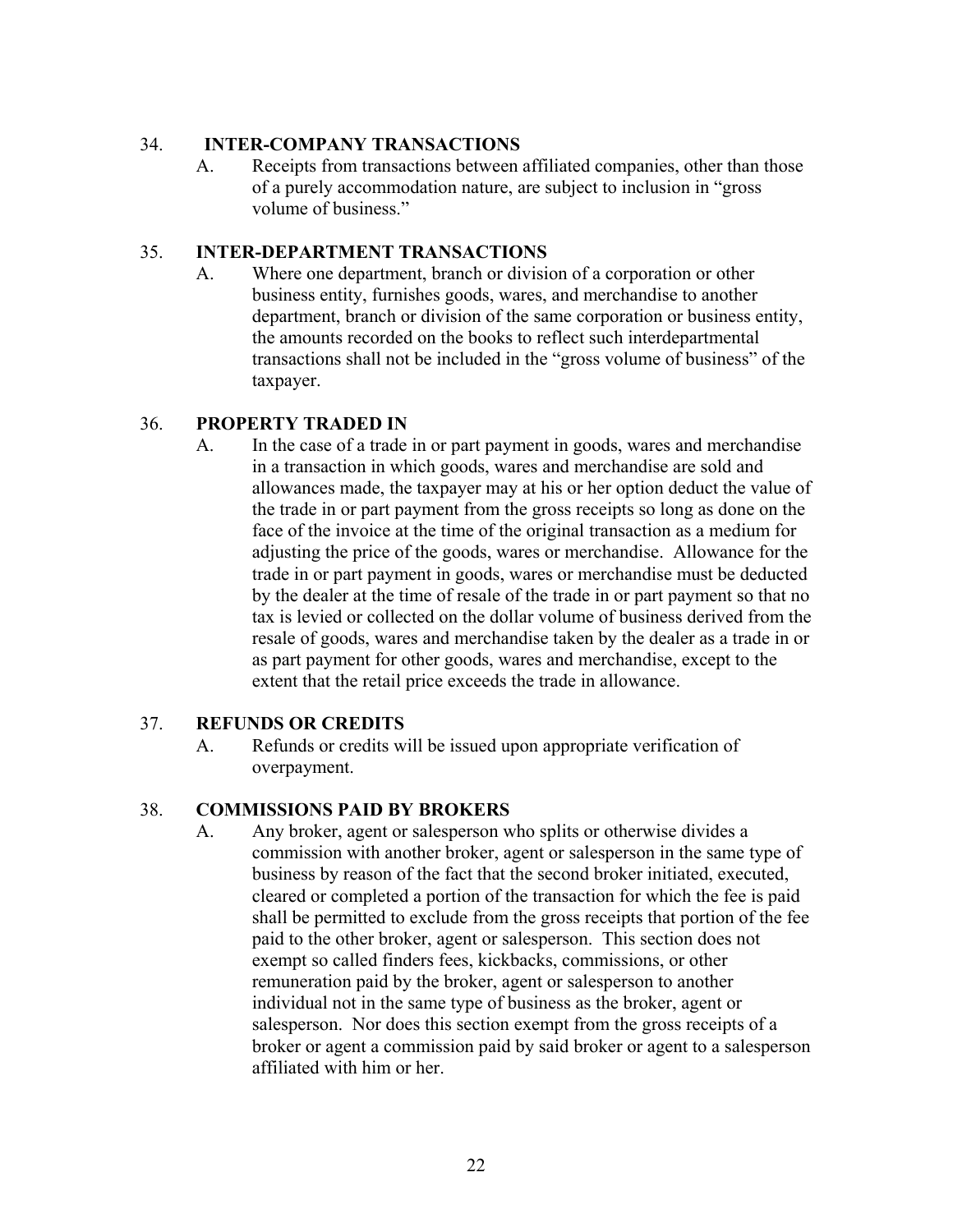## 34. INTER-COMPANY TRANSACTIONS

A. Receipts from transactions between affiliated companies, other than those of a purely accommodation nature, are subject to inclusion in "gross volume of business."

## 35. INTER-DEPARTMENT TRANSACTIONS

A. Where one department, branch or division of a corporation or other business entity, furnishes goods, wares, and merchandise to another department, branch or division of the same corporation or business entity, the amounts recorded on the books to reflect such interdepartmental transactions shall not be included in the "gross volume of business" of the taxpayer.

## 36. PROPERTY TRADED IN

A. In the case of a trade in or part payment in goods, wares and merchandise in a transaction in which goods, wares and merchandise are sold and allowances made, the taxpayer may at his or her option deduct the value of the trade in or part payment from the gross receipts so long as done on the face of the invoice at the time of the original transaction as a medium for adjusting the price of the goods, wares or merchandise. Allowance for the trade in or part payment in goods, wares or merchandise must be deducted by the dealer at the time of resale of the trade in or part payment so that no tax is levied or collected on the dollar volume of business derived from the resale of goods, wares and merchandise taken by the dealer as a trade in or as part payment for other goods, wares and merchandise, except to the extent that the retail price exceeds the trade in allowance.

## 37. REFUNDS OR CREDITS

A. Refunds or credits will be issued upon appropriate verification of overpayment.

## 38. COMMISSIONS PAID BY BROKERS

A. Any broker, agent or salesperson who splits or otherwise divides a commission with another broker, agent or salesperson in the same type of business by reason of the fact that the second broker initiated, executed, cleared or completed a portion of the transaction for which the fee is paid shall be permitted to exclude from the gross receipts that portion of the fee paid to the other broker, agent or salesperson. This section does not exempt so called finders fees, kickbacks, commissions, or other remuneration paid by the broker, agent or salesperson to another individual not in the same type of business as the broker, agent or salesperson. Nor does this section exempt from the gross receipts of a broker or agent a commission paid by said broker or agent to a salesperson affiliated with him or her.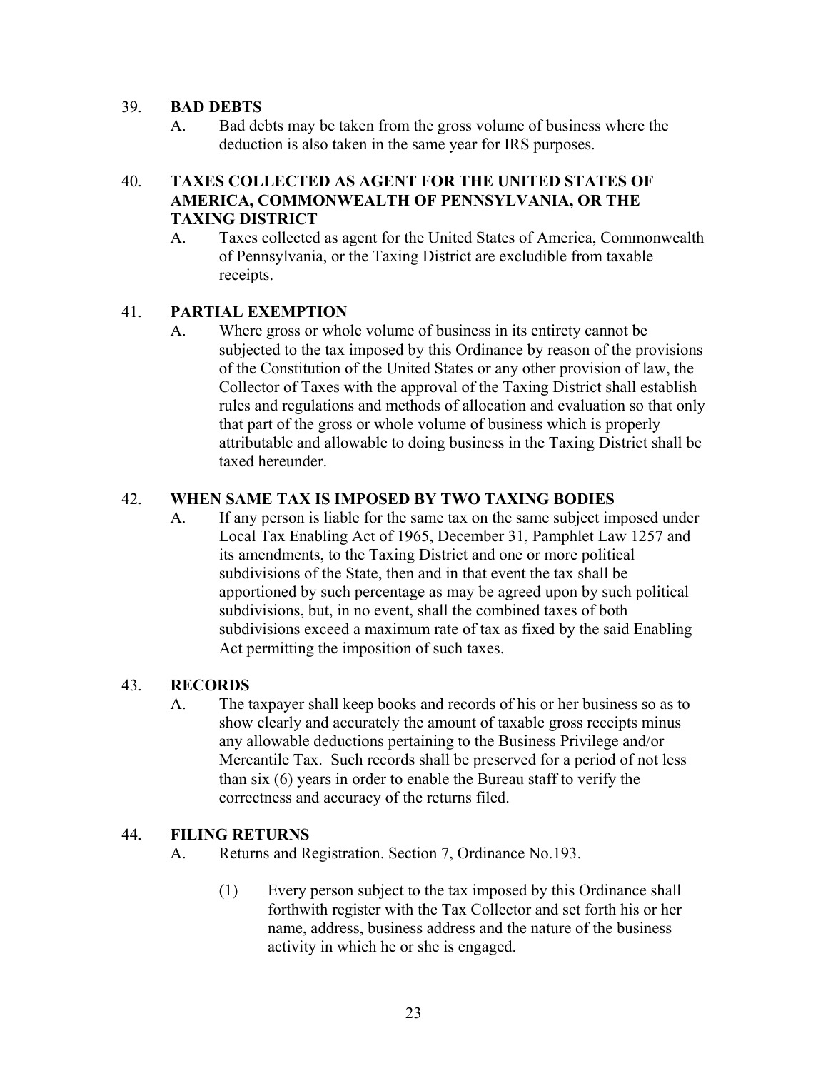## 39. BAD DEBTS

A. Bad debts may be taken from the gross volume of business where the deduction is also taken in the same year for IRS purposes.

## 40. TAXES COLLECTED AS AGENT FOR THE UNITED STATES OF AMERICA, COMMONWEALTH OF PENNSYLVANIA, OR THE TAXING DISTRICT

A. Taxes collected as agent for the United States of America, Commonwealth of Pennsylvania, or the Taxing District are excludible from taxable receipts.

## 41. PARTIAL EXEMPTION

A. Where gross or whole volume of business in its entirety cannot be subjected to the tax imposed by this Ordinance by reason of the provisions of the Constitution of the United States or any other provision of law, the Collector of Taxes with the approval of the Taxing District shall establish rules and regulations and methods of allocation and evaluation so that only that part of the gross or whole volume of business which is properly attributable and allowable to doing business in the Taxing District shall be taxed hereunder.

## 42. WHEN SAME TAX IS IMPOSED BY TWO TAXING BODIES

A. If any person is liable for the same tax on the same subject imposed under Local Tax Enabling Act of 1965, December 31, Pamphlet Law 1257 and its amendments, to the Taxing District and one or more political subdivisions of the State, then and in that event the tax shall be apportioned by such percentage as may be agreed upon by such political subdivisions, but, in no event, shall the combined taxes of both subdivisions exceed a maximum rate of tax as fixed by the said Enabling Act permitting the imposition of such taxes.

## 43. RECORDS

A. The taxpayer shall keep books and records of his or her business so as to show clearly and accurately the amount of taxable gross receipts minus any allowable deductions pertaining to the Business Privilege and/or Mercantile Tax. Such records shall be preserved for a period of not less than six (6) years in order to enable the Bureau staff to verify the correctness and accuracy of the returns filed.

## 44. FILING RETURNS

A. Returns and Registration. Section 7, Ordinance No.193.

(1) Every person subject to the tax imposed by this Ordinance shall forthwith register with the Tax Collector and set forth his or her name, address, business address and the nature of the business activity in which he or she is engaged.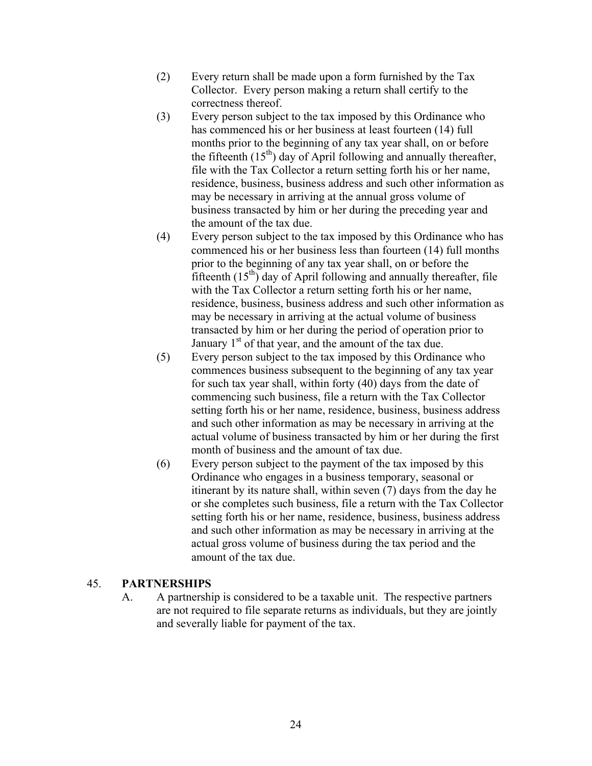(2) Every return shall be made upon a form furnished by the Tax Collector. Every person making a return shall certify to the correctness thereof.

(3) Every person subject to the tax imposed by this Ordinance who has commenced his or her business at least fourteen (14) full months prior to the beginning of any tax year shall, on or before the fifteenth (15th) day of April following and annually thereafter, file with the Tax Collector a return setting forth his or her name, residence, business, business address and such other information as may be necessary in arriving at the annual gross volume of business transacted by him or her during the preceding year and the amount of the tax due.

(4) Every person subject to the tax imposed by this Ordinance who has commenced his or her business less than fourteen (14) full months prior to the beginning of any tax year shall, on or before the fifteenth (15th) day of April following and annually thereafter, file with the Tax Collector a return setting forth his or her name, residence, business, business address and such other information as may be necessary in arriving at the actual volume of business transacted by him or her during the period of operation prior to January 1st of that year, and the amount of the tax due.

(5) Every person subject to the tax imposed by this Ordinance who commences business subsequent to the beginning of any tax year for such tax year shall, within forty (40) days from the date of commencing such business, file a return with the Tax Collector setting forth his or her name, residence, business, business address and such other information as may be necessary in arriving at the actual volume of business transacted by him or her during the first month of business and the amount of tax due.

(6) Every person subject to the payment of the tax imposed by this Ordinance who engages in a business temporary, seasonal or itinerant by its nature shall, within seven (7) days from the day he or she completes such business, file a return with the Tax Collector setting forth his or her name, residence, business, business address and such other information as may be necessary in arriving at the actual gross volume of business during the tax period and the amount of the tax due.

45. **PARTNERSHIPS**

A. A partnership is considered to be a taxable unit. The respective partners are not required to file separate returns as individuals, but they are jointly and severally liable for payment of the tax.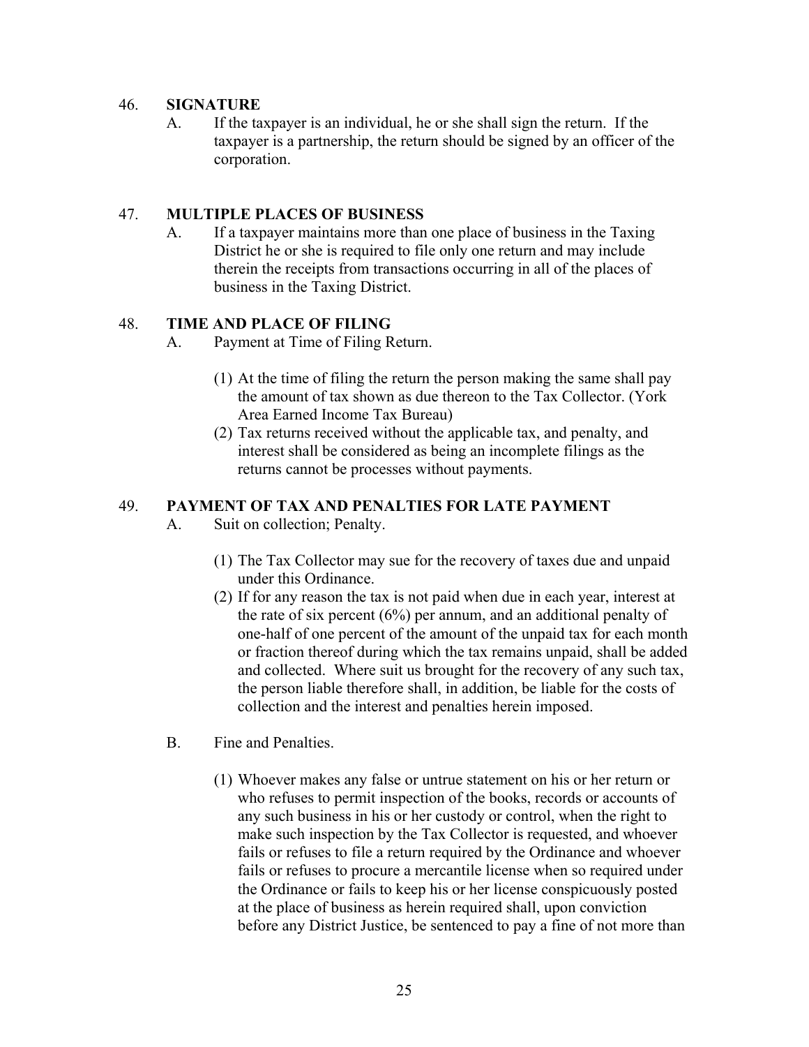## 46. SIGNATURE

A. If the taxpayer is an individual, he or she shall sign the return. If the taxpayer is a partnership, the return should be signed by an officer of the corporation.

## 47. MULTIPLE PLACES OF BUSINESS

A. If a taxpayer maintains more than one place of business in the Taxing District he or she is required to file only one return and may include therein the receipts from transactions occurring in all of the places of business in the Taxing District.

## 48. TIME AND PLACE OF FILING

A. Payment at Time of Filing Return.

(1) At the time of filing the return the person making the same shall pay the amount of tax shown as due thereon to the Tax Collector. (York Area Earned Income Tax Bureau)

(2) Tax returns received without the applicable tax, and penalty, and interest shall be considered as being an incomplete filings as the returns cannot be processes without payments.

## 49. PAYMENT OF TAX AND PENALTIES FOR LATE PAYMENT

A. Suit on collection; Penalty.

(1) The Tax Collector may sue for the recovery of taxes due and unpaid under this Ordinance.

(2) If for any reason the tax is not paid when due in each year, interest at the rate of six percent (6%) per annum, and an additional penalty of one-half of one percent of the amount of the unpaid tax for each month or fraction thereof during which the tax remains unpaid, shall be added and collected. Where suit us brought for the recovery of any such tax, the person liable therefore shall, in addition, be liable for the costs of collection and the interest and penalties herein imposed.

B. Fine and Penalties.

(1) Whoever makes any false or untrue statement on his or her return or who refuses to permit inspection of the books, records or accounts of any such business in his or her custody or control, when the right to make such inspection by the Tax Collector is requested, and whoever fails or refuses to file a return required by the Ordinance and whoever fails or refuses to procure a mercantile license when so required under the Ordinance or fails to keep his or her license conspicuously posted at the place of business as herein required shall, upon conviction before any District Justice, be sentenced to pay a fine of not more than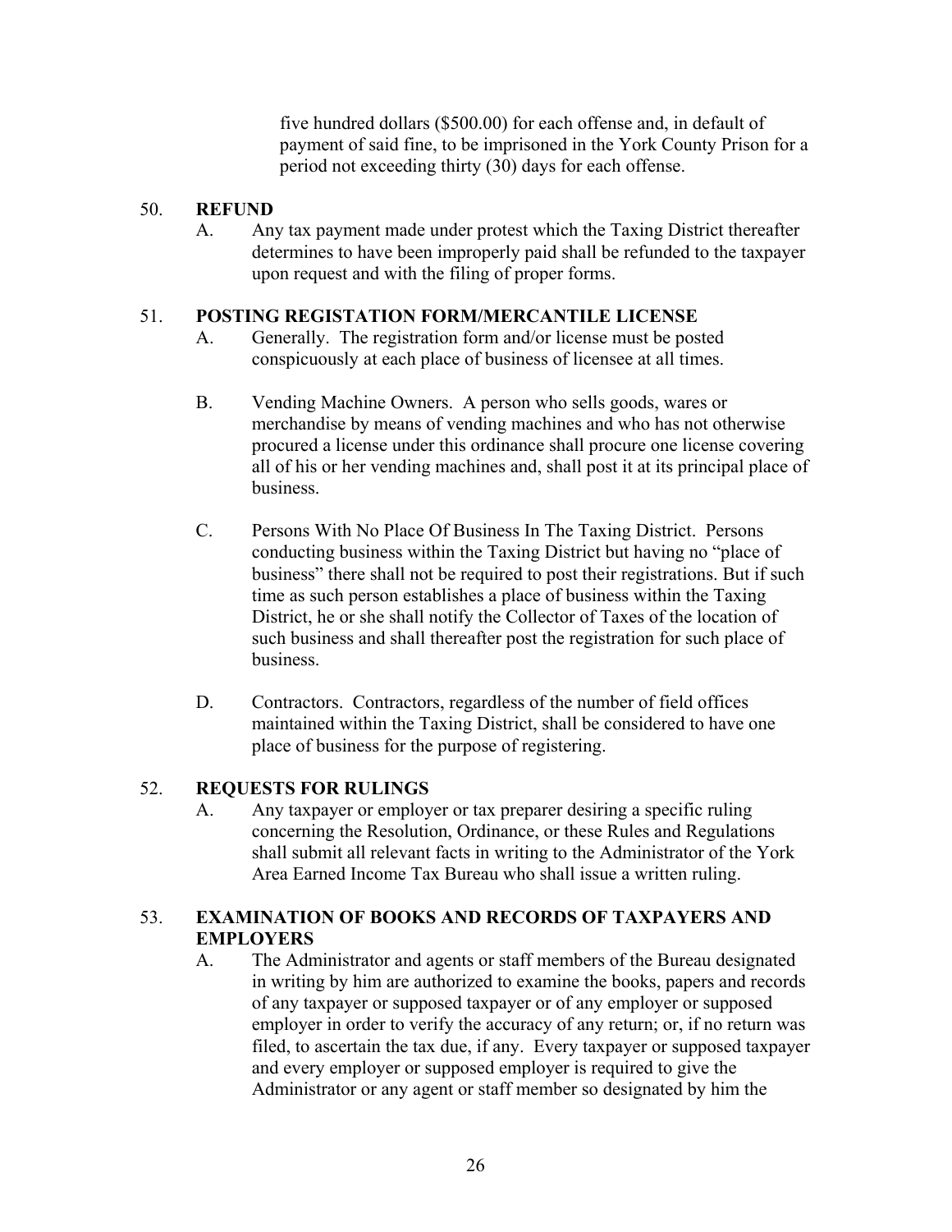five hundred dollars ($500.00) for each offense and, in default of payment of said fine, to be imprisoned in the York County Prison for a period not exceeding thirty (30) days for each offense.

## 50. REFUND

A. Any tax payment made under protest which the Taxing District thereafter determines to have been improperly paid shall be refunded to the taxpayer upon request and with the filing of proper forms.

## 51. POSTING REGISTATION FORM/MERCANTILE LICENSE

A. Generally. The registration form and/or license must be posted conspicuously at each place of business of licensee at all times.

B. Vending Machine Owners. A person who sells goods, wares or merchandise by means of vending machines and who has not otherwise procured a license under this ordinance shall procure one license covering all of his or her vending machines and, shall post it at its principal place of business.

C. Persons With No Place Of Business In The Taxing District. Persons conducting business within the Taxing District but having no "place of business" there shall not be required to post their registrations. But if such time as such person establishes a place of business within the Taxing District, he or she shall notify the Collector of Taxes of the location of such business and shall thereafter post the registration for such place of business.

D. Contractors. Contractors, regardless of the number of field offices maintained within the Taxing District, shall be considered to have one place of business for the purpose of registering.

## 52. REQUESTS FOR RULINGS

A. Any taxpayer or employer or tax preparer desiring a specific ruling concerning the Resolution, Ordinance, or these Rules and Regulations shall submit all relevant facts in writing to the Administrator of the York Area Earned Income Tax Bureau who shall issue a written ruling.

## 53. EXAMINATION OF BOOKS AND RECORDS OF TAXPAYERS AND EMPLOYERS

A. The Administrator and agents or staff members of the Bureau designated in writing by him are authorized to examine the books, papers and records of any taxpayer or supposed taxpayer or of any employer or supposed employer in order to verify the accuracy of any return; or, if no return was filed, to ascertain the tax due, if any. Every taxpayer or supposed taxpayer and every employer or supposed employer is required to give the Administrator or any agent or staff member so designated by him the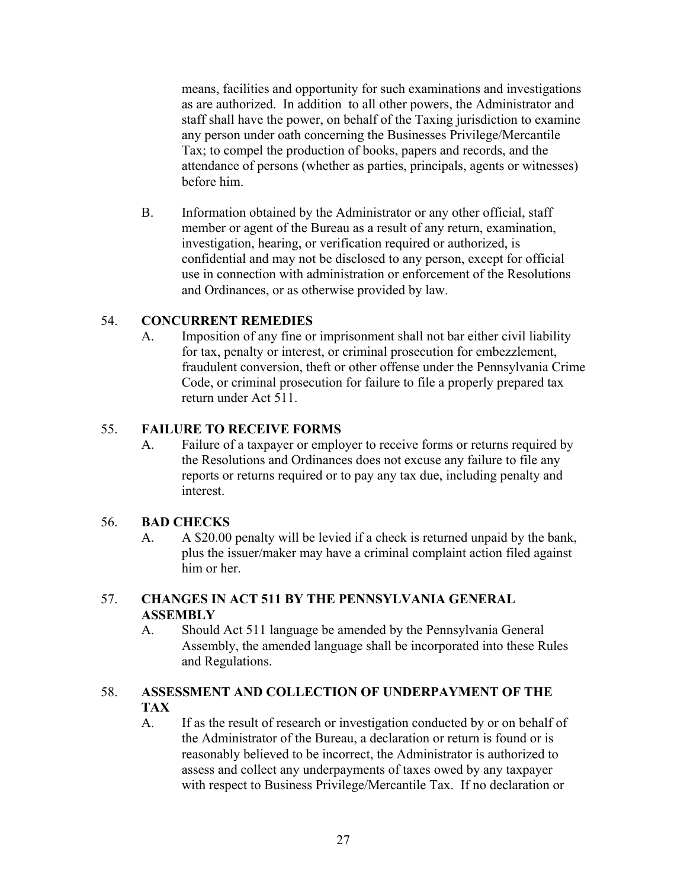means, facilities and opportunity for such examinations and investigations as are authorized. In addition to all other powers, the Administrator and staff shall have the power, on behalf of the Taxing jurisdiction to examine any person under oath concerning the Businesses Privilege/Mercantile Tax; to compel the production of books, papers and records, and the attendance of persons (whether as parties, principals, agents or witnesses) before him.

B. Information obtained by the Administrator or any other official, staff member or agent of the Bureau as a result of any return, examination, investigation, hearing, or verification required or authorized, is confidential and may not be disclosed to any person, except for official use in connection with administration or enforcement of the Resolutions and Ordinances, or as otherwise provided by law.

## 54. CONCURRENT REMEDIES

A. Imposition of any fine or imprisonment shall not bar either civil liability for tax, penalty or interest, or criminal prosecution for embezzlement, fraudulent conversion, theft or other offense under the Pennsylvania Crime Code, or criminal prosecution for failure to file a properly prepared tax return under Act 511.

## 55. FAILURE TO RECEIVE FORMS

A. Failure of a taxpayer or employer to receive forms or returns required by the Resolutions and Ordinances does not excuse any failure to file any reports or returns required or to pay any tax due, including penalty and interest.

## 56. BAD CHECKS

A. A $20.00 penalty will be levied if a check is returned unpaid by the bank, plus the issuer/maker may have a criminal complaint action filed against him or her.

## 57. CHANGES IN ACT 511 BY THE PENNSYLVANIA GENERAL ASSEMBLY

A. Should Act 511 language be amended by the Pennsylvania General Assembly, the amended language shall be incorporated into these Rules and Regulations.

## 58. ASSESSMENT AND COLLECTION OF UNDERPAYMENT OF THE TAX

A. If as the result of research or investigation conducted by or on behalf of the Administrator of the Bureau, a declaration or return is found or is reasonably believed to be incorrect, the Administrator is authorized to assess and collect any underpayments of taxes owed by any taxpayer with respect to Business Privilege/Mercantile Tax. If no declaration or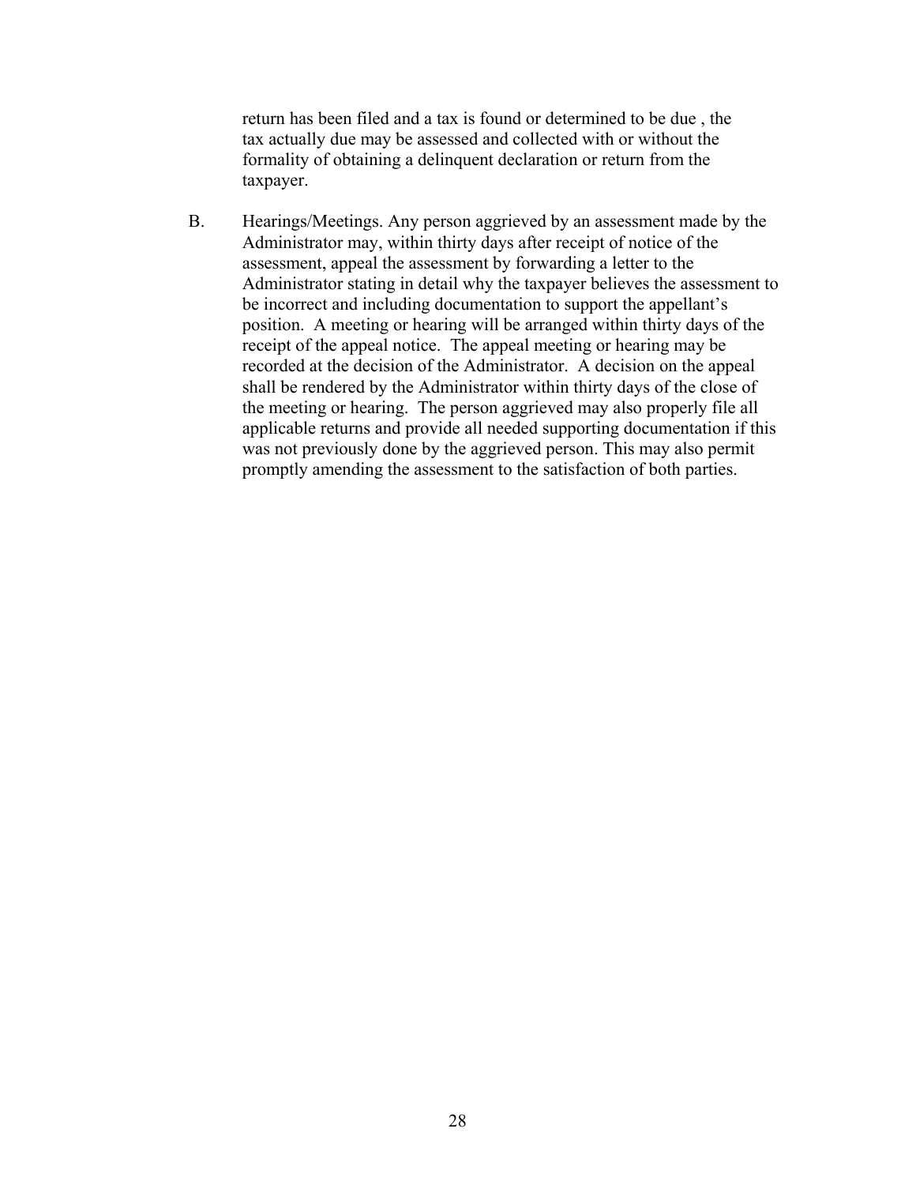return has been filed and a tax is found or determined to be due , the tax actually due may be assessed and collected with or without the formality of obtaining a delinquent declaration or return from the taxpayer.

B. Hearings/Meetings. Any person aggrieved by an assessment made by the Administrator may, within thirty days after receipt of notice of the assessment, appeal the assessment by forwarding a letter to the Administrator stating in detail why the taxpayer believes the assessment to be incorrect and including documentation to support the appellant's position. A meeting or hearing will be arranged within thirty days of the receipt of the appeal notice. The appeal meeting or hearing may be recorded at the decision of the Administrator. A decision on the appeal shall be rendered by the Administrator within thirty days of the close of the meeting or hearing. The person aggrieved may also properly file all applicable returns and provide all needed supporting documentation if this was not previously done by the aggrieved person. This may also permit promptly amending the assessment to the satisfaction of both parties.